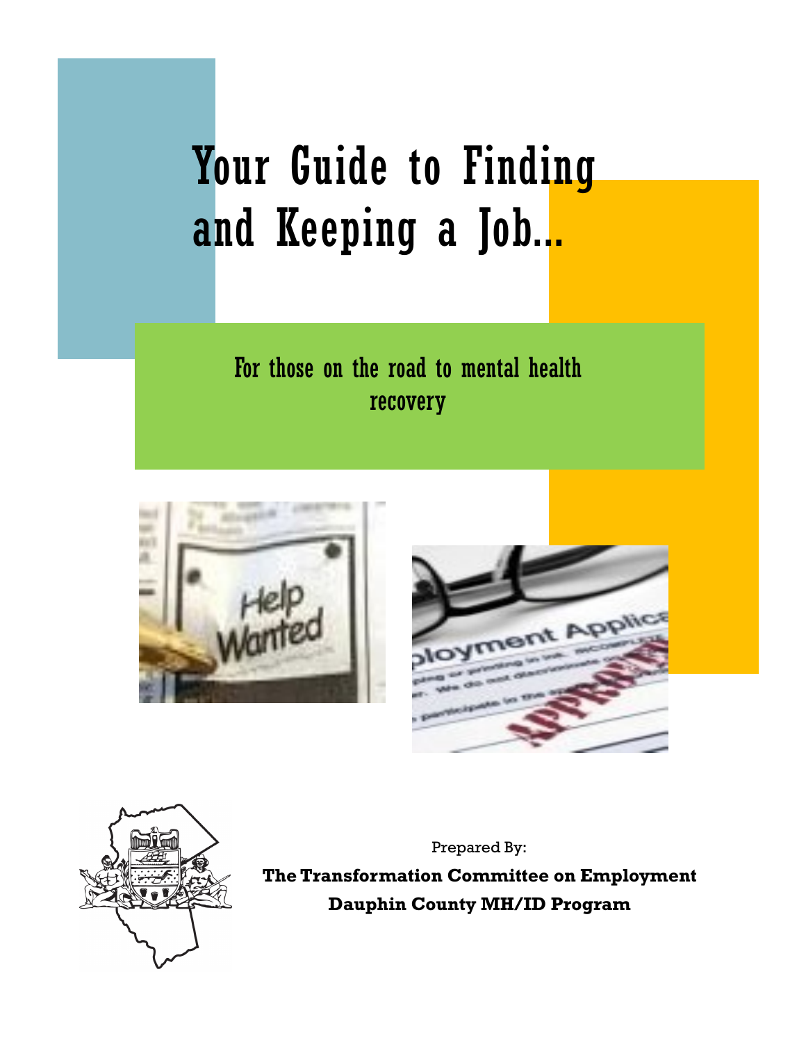# Your Guide to Finding and Keeping a Job...

For those on the road to mental health recovery

Prepared By:

**The Transformation Committee on Employment**

**Dauphin County MH/ID Program**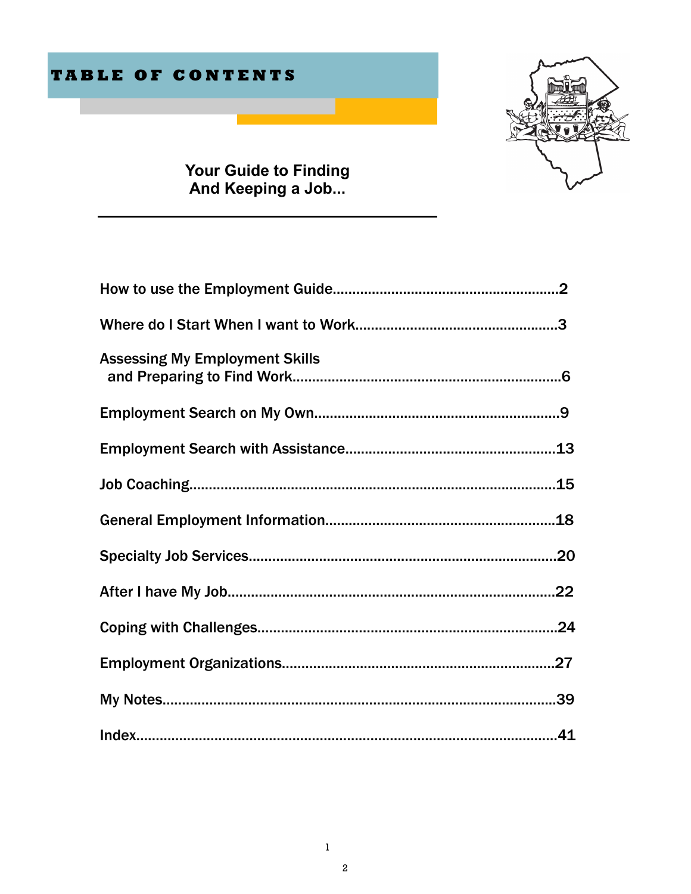# TABLE OF CONTENTS

**Your Guide to Finding And Keeping a Job...**

How to use the Employment Guide........................................................2

Where do I Start When I want to Work..................................................3

Assessing My Employment Skills and Preparing to Find Work....................................................................6

Employment Search on My Own..............................................................9

Employment Search with Assistance.....................................................13

Job Coaching............................................................................................15

General Employment Information..........................................................18

Specialty Job Services..............................................................................20

After I have My Job..................................................................................22

Coping with Challenges............................................................................24

Employment Organizations.....................................................................27

My Notes...................................................................................................39

Index..........................................................................................................41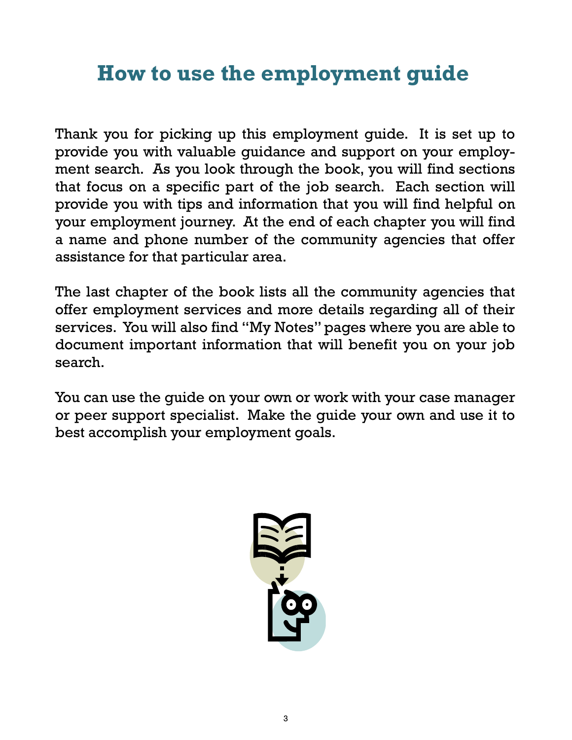# How to use the employment guide

Thank you for picking up this employment guide. It is set up to provide you with valuable guidance and support on your employment search. As you look through the book, you will find sections that focus on a specific part of the job search. Each section will provide you with tips and information that you will find helpful on your employment journey. At the end of each chapter you will find a name and phone number of the community agencies that offer assistance for that particular area.

The last chapter of the book lists all the community agencies that offer employment services and more details regarding all of their services. You will also find "My Notes" pages where you are able to document important information that will benefit you on your job search.

You can use the guide on your own or work with your case manager or peer support specialist. Make the guide your own and use it to best accomplish your employment goals.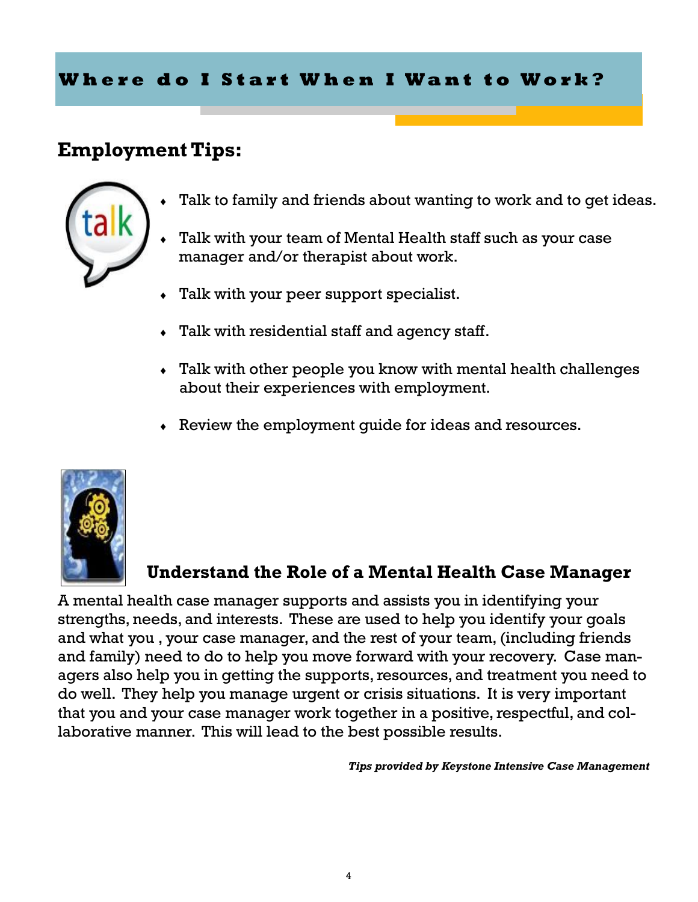# Where do I Start When I Want to Work?

## Employment Tips:

- Talk to family and friends about wanting to work and to get ideas.
- Talk with your team of Mental Health staff such as your case manager and/or therapist about work.
- Talk with your peer support specialist.
- Talk with residential staff and agency staff.
- Talk with other people you know with mental health challenges about their experiences with employment.
- Review the employment guide for ideas and resources.

### Understand the Role of a Mental Health Case Manager

A mental health case manager supports and assists you in identifying your strengths, needs, and interests. These are used to help you identify your goals and what you , your case manager, and the rest of your team, (including friends and family) need to do to help you move forward with your recovery. Case managers also help you in getting the supports, resources, and treatment you need to do well. They help you manage urgent or crisis situations. It is very important that you and your case manager work together in a positive, respectful, and collaborative manner. This will lead to the best possible results.

***Tips provided by Keystone Intensive Case Management***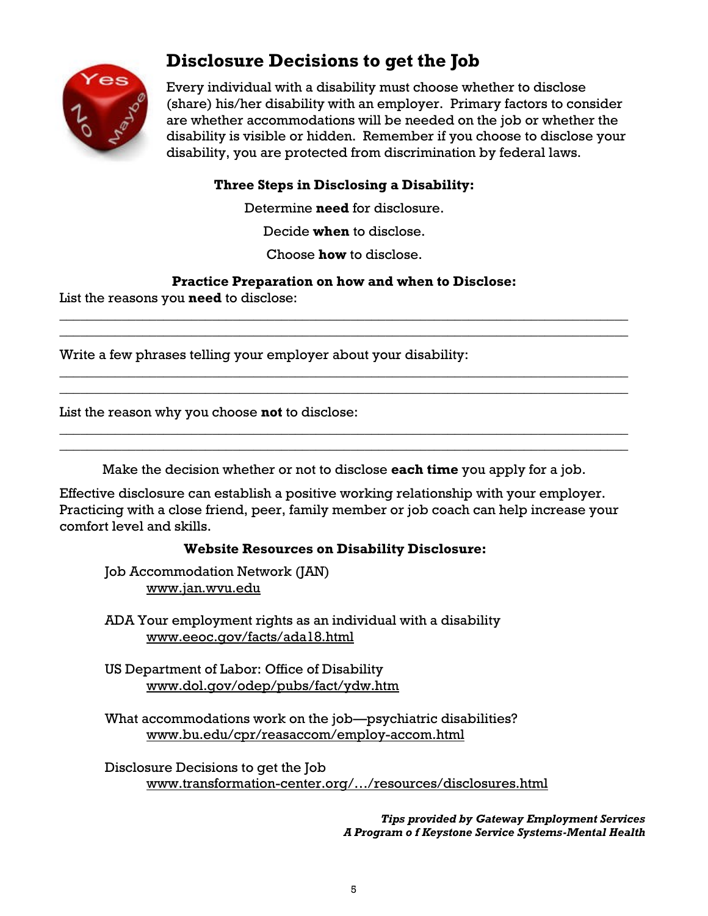# Disclosure Decisions to get the Job

Every individual with a disability must choose whether to disclose (share) his/her disability with an employer. Primary factors to consider are whether accommodations will be needed on the job or whether the disability is visible or hidden. Remember if you choose to disclose your disability, you are protected from discrimination by federal laws.

**Three Steps in Disclosing a Disability:**

Determine **need** for disclosure.

Decide **when** to disclose.

Choose **how** to disclose.

**Practice Preparation on how and when to Disclose:**

List the reasons you **need** to disclose:

\_\_\_\_\_\_\_\_\_\_\_\_\_\_\_\_\_\_\_\_\_\_\_\_\_\_\_\_\_\_\_\_\_\_\_\_\_\_\_\_\_\_\_\_\_\_\_\_\_\_\_\_\_\_\_\_\_\_\_\_\_\_\_\_\_\_\_\_\_\_\_\_

\_\_\_\_\_\_\_\_\_\_\_\_\_\_\_\_\_\_\_\_\_\_\_\_\_\_\_\_\_\_\_\_\_\_\_\_\_\_\_\_\_\_\_\_\_\_\_\_\_\_\_\_\_\_\_\_\_\_\_\_\_\_\_\_\_\_\_\_\_\_\_\_

Write a few phrases telling your employer about your disability:

\_\_\_\_\_\_\_\_\_\_\_\_\_\_\_\_\_\_\_\_\_\_\_\_\_\_\_\_\_\_\_\_\_\_\_\_\_\_\_\_\_\_\_\_\_\_\_\_\_\_\_\_\_\_\_\_\_\_\_\_\_\_\_\_\_\_\_\_\_\_\_\_

\_\_\_\_\_\_\_\_\_\_\_\_\_\_\_\_\_\_\_\_\_\_\_\_\_\_\_\_\_\_\_\_\_\_\_\_\_\_\_\_\_\_\_\_\_\_\_\_\_\_\_\_\_\_\_\_\_\_\_\_\_\_\_\_\_\_\_\_\_\_\_\_

List the reason why you choose **not** to disclose:

\_\_\_\_\_\_\_\_\_\_\_\_\_\_\_\_\_\_\_\_\_\_\_\_\_\_\_\_\_\_\_\_\_\_\_\_\_\_\_\_\_\_\_\_\_\_\_\_\_\_\_\_\_\_\_\_\_\_\_\_\_\_\_\_\_\_\_\_\_\_\_\_

\_\_\_\_\_\_\_\_\_\_\_\_\_\_\_\_\_\_\_\_\_\_\_\_\_\_\_\_\_\_\_\_\_\_\_\_\_\_\_\_\_\_\_\_\_\_\_\_\_\_\_\_\_\_\_\_\_\_\_\_\_\_\_\_\_\_\_\_\_\_\_\_

Make the decision whether or not to disclose **each time** you apply for a job.

Effective disclosure can establish a positive working relationship with your employer. Practicing with a close friend, peer, family member or job coach can help increase your comfort level and skills.

**Website Resources on Disability Disclosure:**

Job Accommodation Network (JAN)
www.jan.wvu.edu

ADA Your employment rights as an individual with a disability
www.eeoc.gov/facts/ada18.html

US Department of Labor: Office of Disability
www.dol.gov/odep/pubs/fact/ydw.htm

What accommodations work on the job—psychiatric disabilities?
www.bu.edu/cpr/reasaccom/employ-accom.html

Disclosure Decisions to get the Job
www.transformation-center.org/…/resources/disclosures.html

***Tips provided by Gateway Employment Services***
***A Program o f Keystone Service Systems-Mental Health***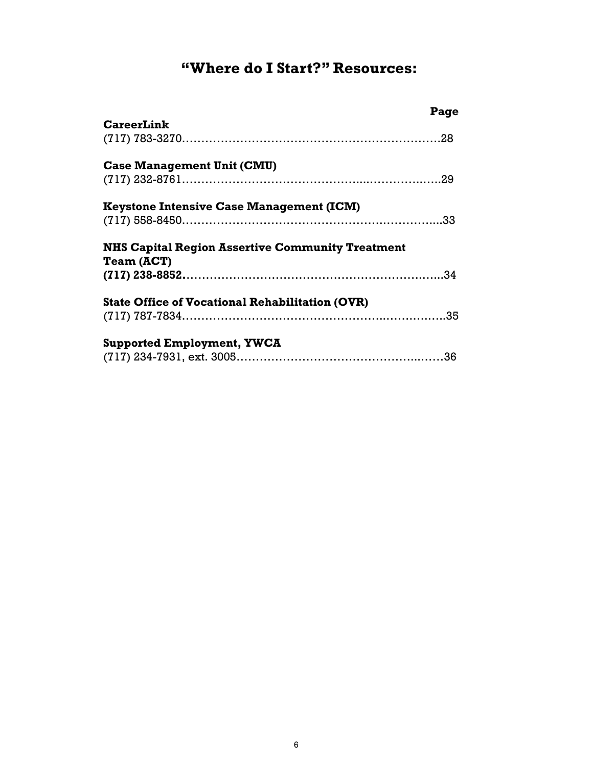# "Where do I Start?" Resources:

| | Page |
|---|---|
| **CareerLink**<br>(717) 783-3270 | 28 |
| **Case Management Unit (CMU)**<br>(717) 232-8761 | 29 |
| **Keystone Intensive Case Management (ICM)**<br>(717) 558-8450 | 33 |
| **NHS Capital Region Assertive Community Treatment Team (ACT)**<br>**(717) 238-8852** | 34 |
| **State Office of Vocational Rehabilitation (OVR)**<br>(717) 787-7834 | 35 |
| **Supported Employment, YWCA**<br>(717) 234-7931, ext. 3005 | 36 |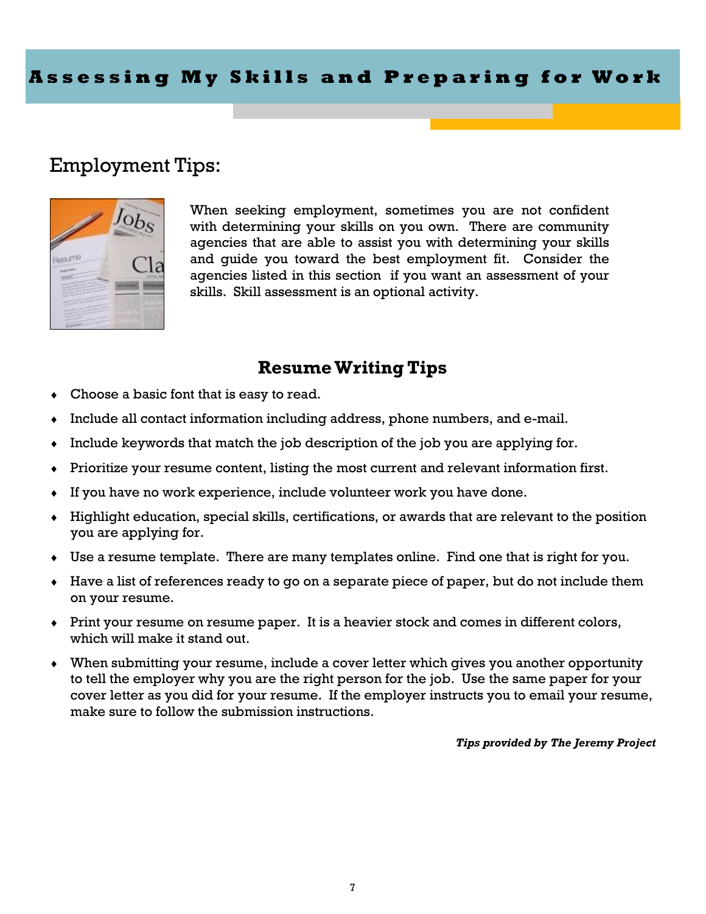# Assessing My Skills and Preparing for Work

## Employment Tips:

When seeking employment, sometimes you are not confident with determining your skills on you own. There are community agencies that are able to assist you with determining your skills and guide you toward the best employment fit. Consider the agencies listed in this section if you want an assessment of your skills. Skill assessment is an optional activity.

### Resume Writing Tips

- Choose a basic font that is easy to read.
- Include all contact information including address, phone numbers, and e-mail.
- Include keywords that match the job description of the job you are applying for.
- Prioritize your resume content, listing the most current and relevant information first.
- If you have no work experience, include volunteer work you have done.
- Highlight education, special skills, certifications, or awards that are relevant to the position you are applying for.
- Use a resume template. There are many templates online. Find one that is right for you.
- Have a list of references ready to go on a separate piece of paper, but do not include them on your resume.
- Print your resume on resume paper. It is a heavier stock and comes in different colors, which will make it stand out.
- When submitting your resume, include a cover letter which gives you another opportunity to tell the employer why you are the right person for the job. Use the same paper for your cover letter as you did for your resume. If the employer instructs you to email your resume, make sure to follow the submission instructions.

***Tips provided by The Jeremy Project***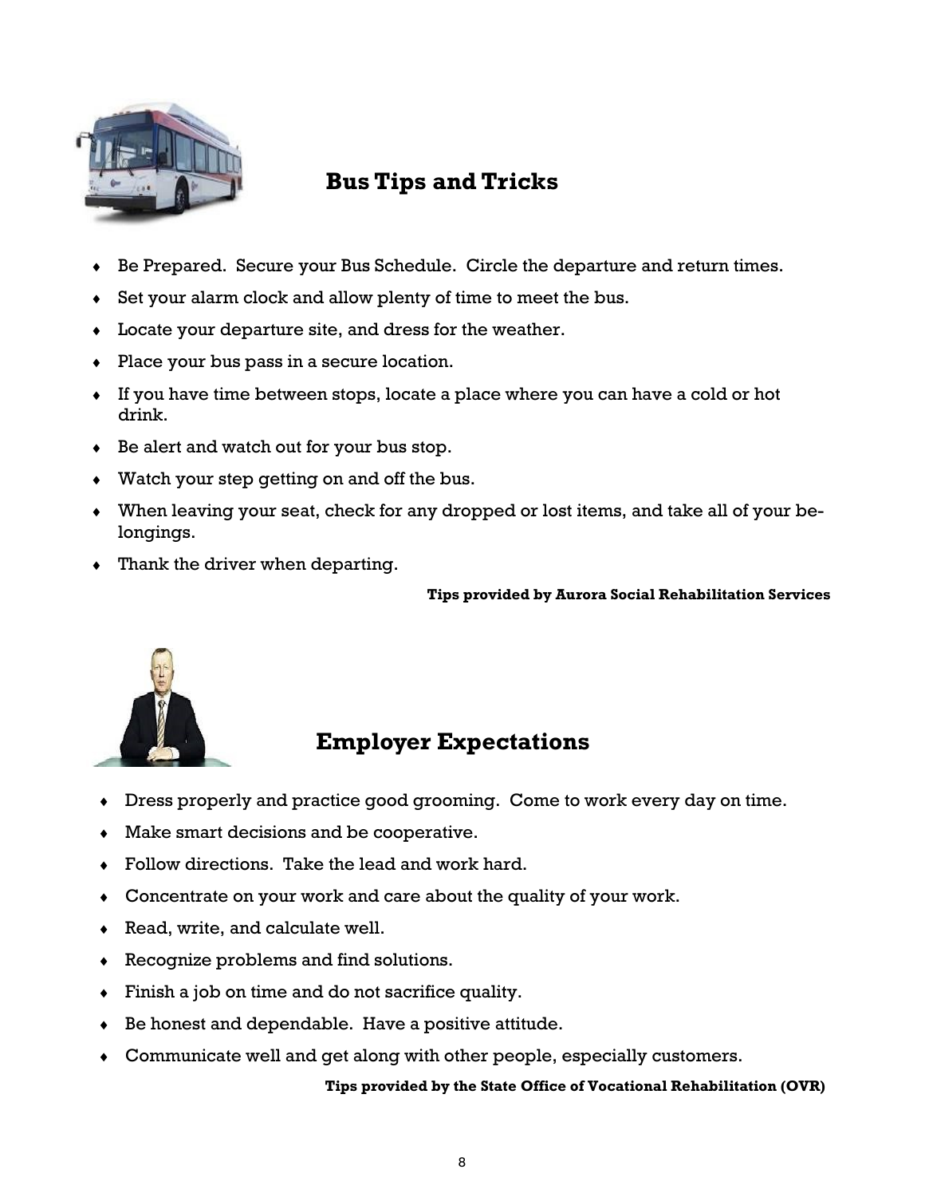## Bus Tips and Tricks

- Be Prepared. Secure your Bus Schedule. Circle the departure and return times.
- Set your alarm clock and allow plenty of time to meet the bus.
- Locate your departure site, and dress for the weather.
- Place your bus pass in a secure location.
- If you have time between stops, locate a place where you can have a cold or hot drink.
- Be alert and watch out for your bus stop.
- Watch your step getting on and off the bus.
- When leaving your seat, check for any dropped or lost items, and take all of your belongings.
- Thank the driver when departing.

**Tips provided by Aurora Social Rehabilitation Services**

## Employer Expectations

- Dress properly and practice good grooming. Come to work every day on time.
- Make smart decisions and be cooperative.
- Follow directions. Take the lead and work hard.
- Concentrate on your work and care about the quality of your work.
- Read, write, and calculate well.
- Recognize problems and find solutions.
- Finish a job on time and do not sacrifice quality.
- Be honest and dependable. Have a positive attitude.
- Communicate well and get along with other people, especially customers.

**Tips provided by the State Office of Vocational Rehabilitation (OVR)**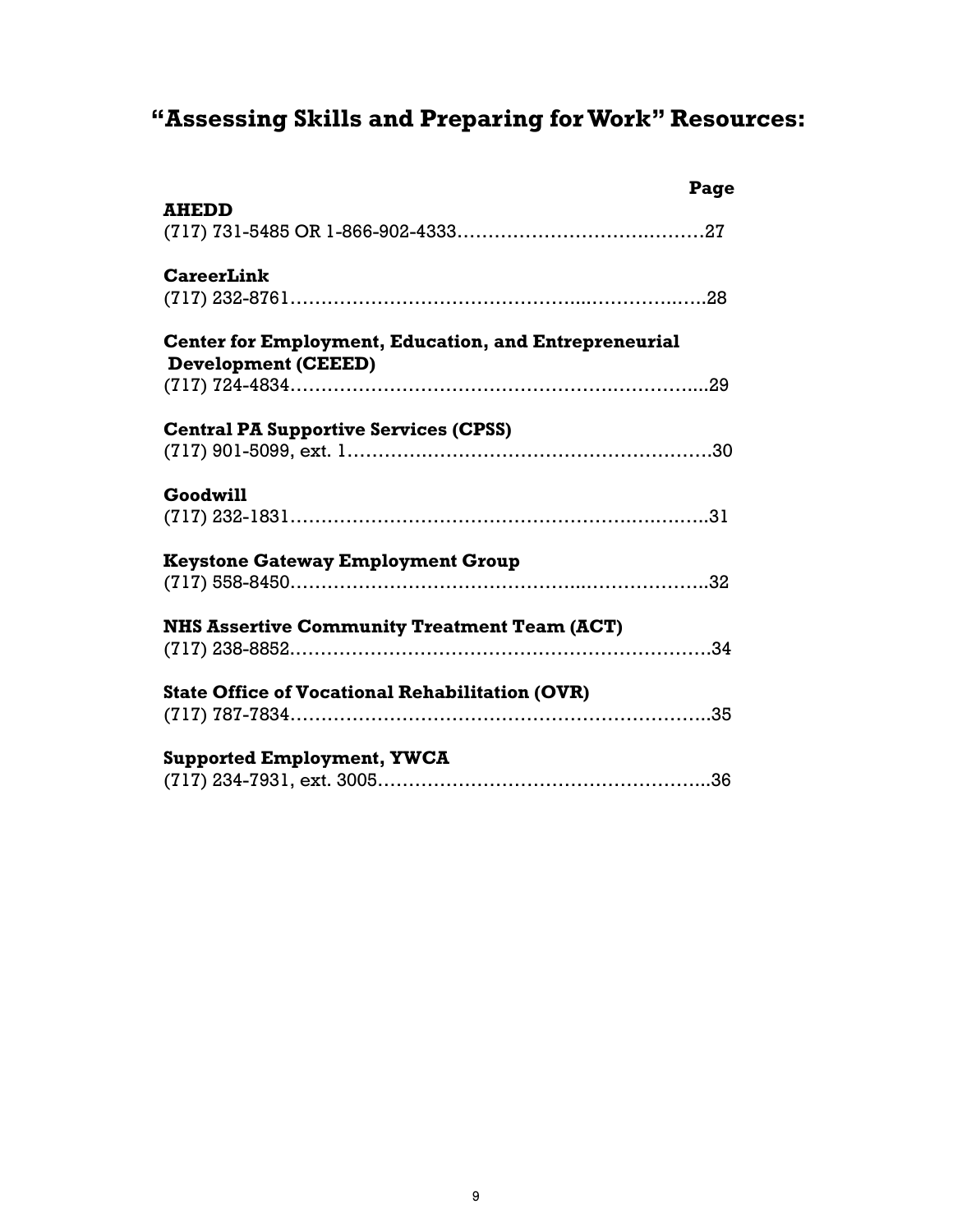# "Assessing Skills and Preparing for Work" Resources:

| | Page |
|---|---|
| **AHEDD** | |
| (717) 731-5485 OR 1-866-902-4333 | 27 |
| **CareerLink** | |
| (717) 232-8761 | 28 |
| **Center for Employment, Education, and Entrepreneurial Development (CEEED)** | |
| (717) 724-4834 | 29 |
| **Central PA Supportive Services (CPSS)** | |
| (717) 901-5099, ext. 1 | 30 |
| **Goodwill** | |
| (717) 232-1831 | 31 |
| **Keystone Gateway Employment Group** | |
| (717) 558-8450 | 32 |
| **NHS Assertive Community Treatment Team (ACT)** | |
| (717) 238-8852 | 34 |
| **State Office of Vocational Rehabilitation (OVR)** | |
| (717) 787-7834 | 35 |
| **Supported Employment, YWCA** | |
| (717) 234-7931, ext. 3005 | 36 |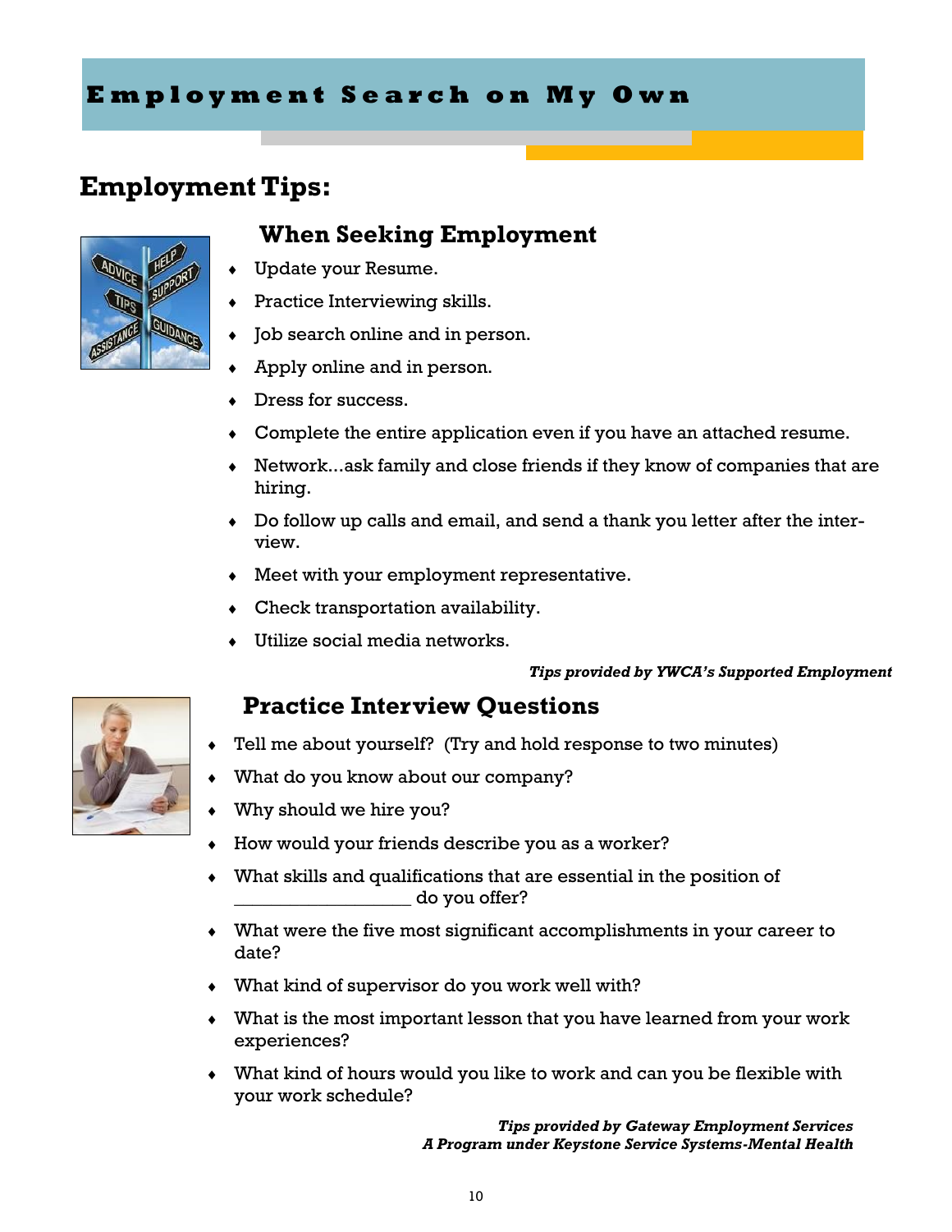# Employment Search on My Own

## Employment Tips:

### When Seeking Employment

- Update your Resume.
- Practice Interviewing skills.
- Job search online and in person.
- Apply online and in person.
- Dress for success.
- Complete the entire application even if you have an attached resume.
- Network...ask family and close friends if they know of companies that are hiring.
- Do follow up calls and email, and send a thank you letter after the interview.
- Meet with your employment representative.
- Check transportation availability.
- Utilize social media networks.

***Tips provided by YWCA's Supported Employment***

### Practice Interview Questions

- Tell me about yourself? (Try and hold response to two minutes)
- What do you know about our company?
- Why should we hire you?
- How would your friends describe you as a worker?
- What skills and qualifications that are essential in the position of __________________ do you offer?
- What were the five most significant accomplishments in your career to date?
- What kind of supervisor do you work well with?
- What is the most important lesson that you have learned from your work experiences?
- What kind of hours would you like to work and can you be flexible with your work schedule?

***Tips provided by Gateway Employment Services***
***A Program under Keystone Service Systems-Mental Health***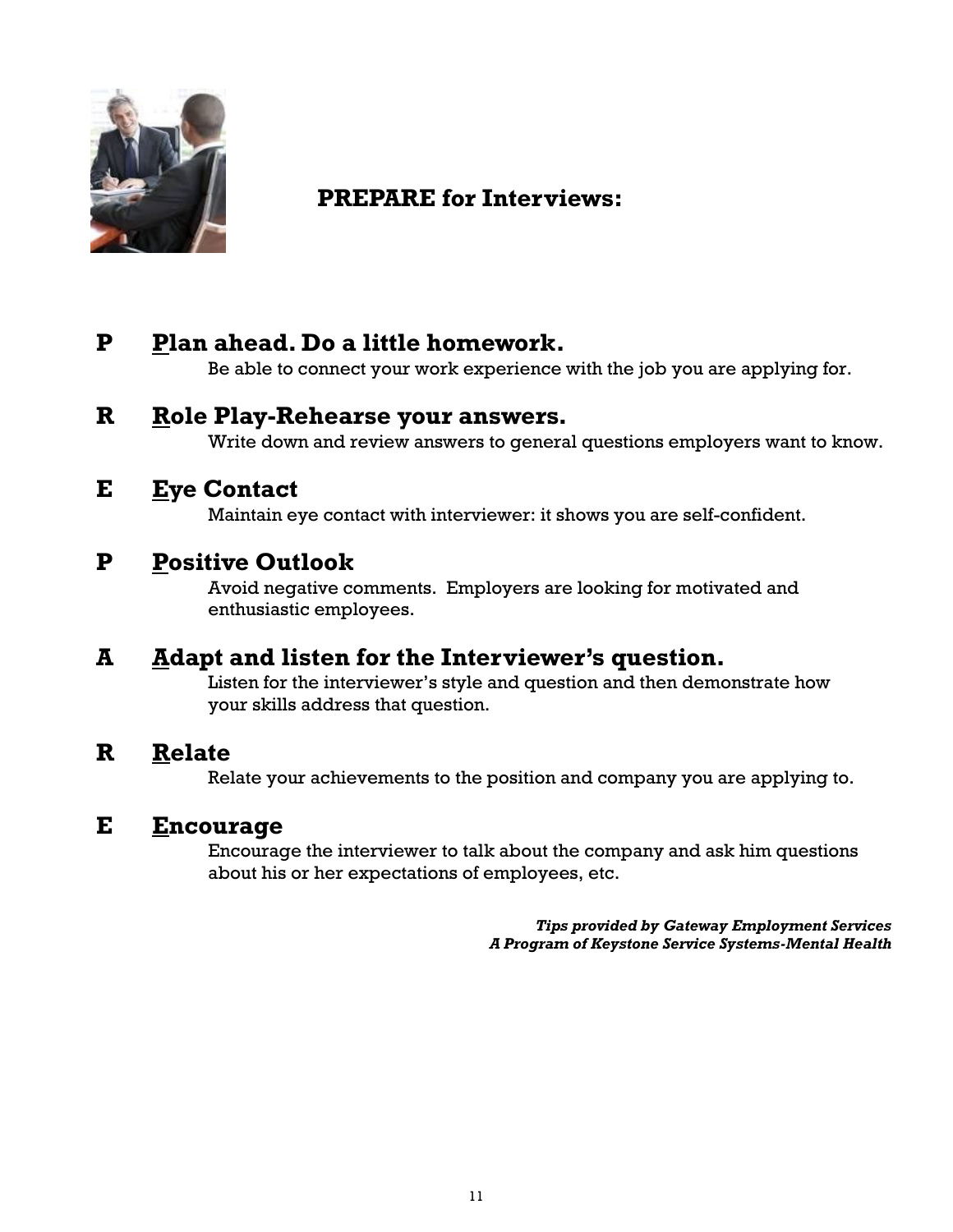## PREPARE for Interviews:

**P** **Plan ahead. Do a little homework.**

Be able to connect your work experience with the job you are applying for.

**R** **Role Play-Rehearse your answers.**

Write down and review answers to general questions employers want to know.

**E** **Eye Contact**

Maintain eye contact with interviewer: it shows you are self-confident.

**P** **Positive Outlook**

Avoid negative comments. Employers are looking for motivated and enthusiastic employees.

**A** **Adapt and listen for the Interviewer's question.**

Listen for the interviewer's style and question and then demonstrate how your skills address that question.

**R** **Relate**

Relate your achievements to the position and company you are applying to.

**E** **Encourage**

Encourage the interviewer to talk about the company and ask him questions about his or her expectations of employees, etc.

***Tips provided by Gateway Employment Services***
***A Program of Keystone Service Systems-Mental Health***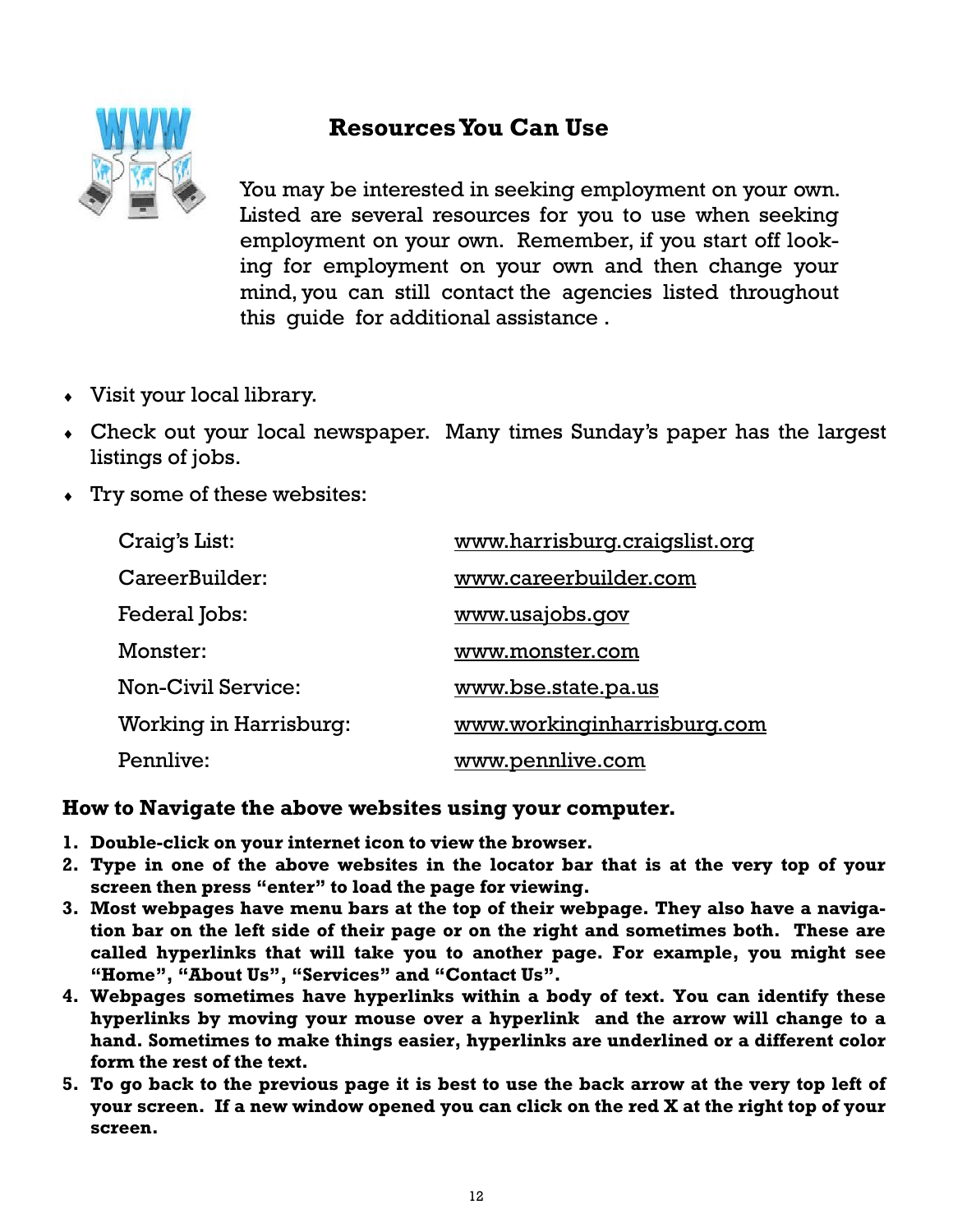## Resources You Can Use

You may be interested in seeking employment on your own. Listed are several resources for you to use when seeking employment on your own. Remember, if you start off looking for employment on your own and then change your mind, you can still contact the agencies listed throughout this guide for additional assistance .

- Visit your local library.
- Check out your local newspaper. Many times Sunday's paper has the largest listings of jobs.
- Try some of these websites:

| | |
|---|---|
| Craig's List: | www.harrisburg.craigslist.org |
| CareerBuilder: | www.careerbuilder.com |
| Federal Jobs: | www.usajobs.gov |
| Monster: | www.monster.com |
| Non-Civil Service: | www.bse.state.pa.us |
| Working in Harrisburg: | www.workinginharrisburg.com |
| Pennlive: | www.pennlive.com |

### How to Navigate the above websites using your computer.

1. **Double-click on your internet icon to view the browser.**
2. **Type in one of the above websites in the locator bar that is at the very top of your screen then press "enter" to load the page for viewing.**
3. **Most webpages have menu bars at the top of their webpage. They also have a navigation bar on the left side of their page or on the right and sometimes both. These are called hyperlinks that will take you to another page. For example, you might see "Home", "About Us", "Services" and "Contact Us".**
4. **Webpages sometimes have hyperlinks within a body of text. You can identify these hyperlinks by moving your mouse over a hyperlink and the arrow will change to a hand. Sometimes to make things easier, hyperlinks are underlined or a different color form the rest of the text.**
5. **To go back to the previous page it is best to use the back arrow at the very top left of your screen. If a new window opened you can click on the red X at the right top of your screen.**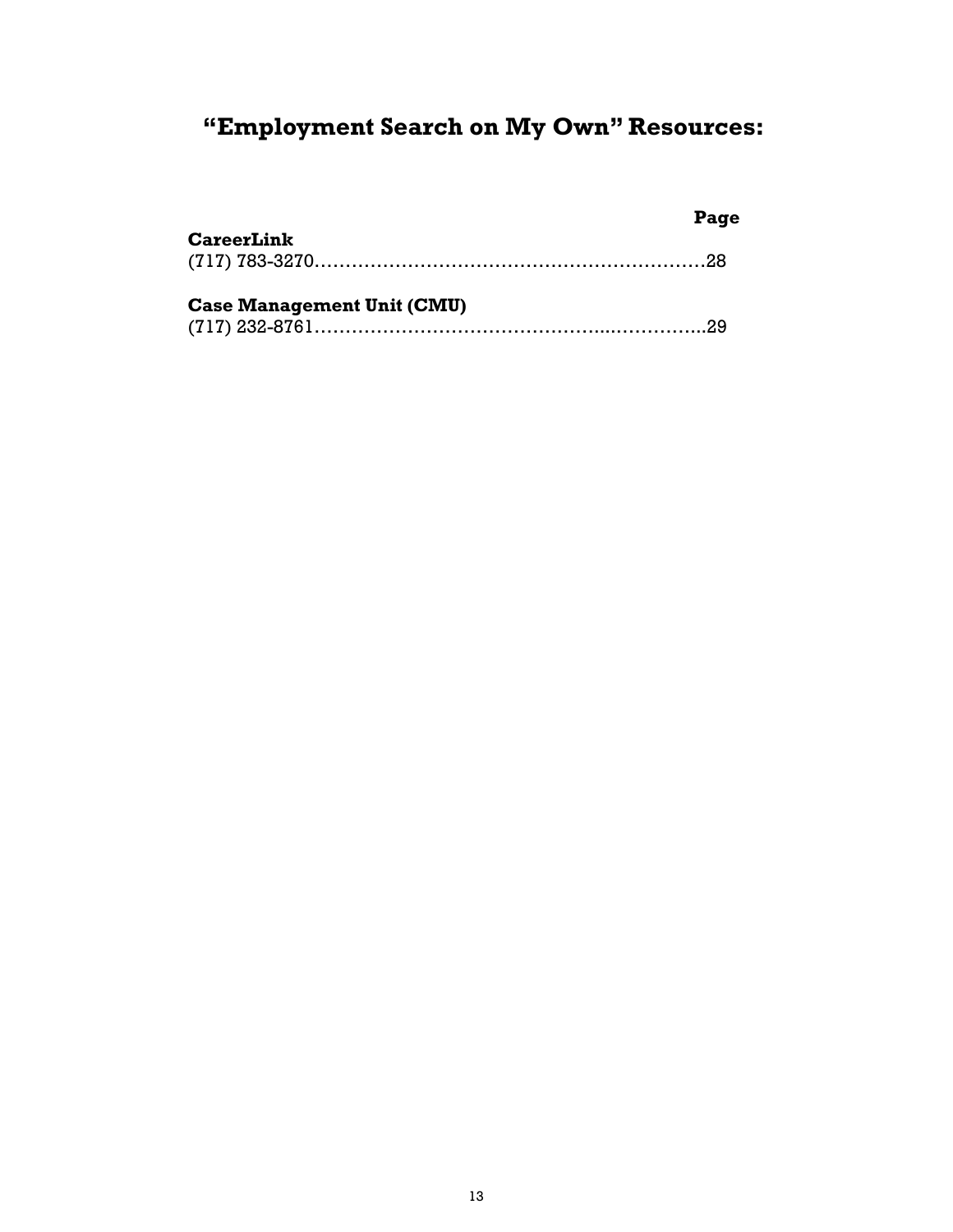# "Employment Search on My Own" Resources:

**Page**

**CareerLink**
(717) 783-3270……………………………………………………………28

**Case Management Unit (CMU)**
(717) 232-8761…………………………………………...……………..29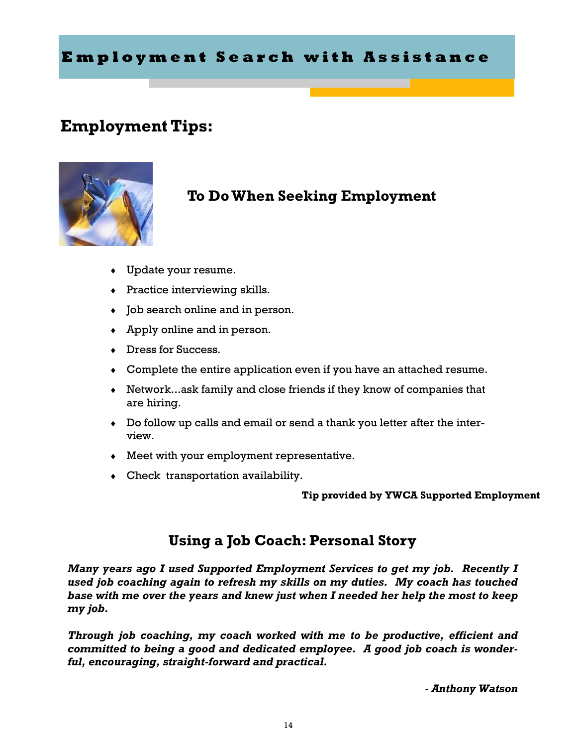# Employment Search with Assistance

## Employment Tips:

### To Do When Seeking Employment

- Update your resume.
- Practice interviewing skills.
- Job search online and in person.
- Apply online and in person.
- Dress for Success.
- Complete the entire application even if you have an attached resume.
- Network…ask family and close friends if they know of companies that are hiring.
- Do follow up calls and email or send a thank you letter after the interview.
- Meet with your employment representative.
- Check transportation availability.

**Tip provided by YWCA Supported Employment**

## Using a Job Coach: Personal Story

***Many years ago I used Supported Employment Services to get my job. Recently I used job coaching again to refresh my skills on my duties. My coach has touched base with me over the years and knew just when I needed her help the most to keep my job.***

***Through job coaching, my coach worked with me to be productive, efficient and committed to being a good and dedicated employee. A good job coach is wonderful, encouraging, straight-forward and practical.***

***- Anthony Watson***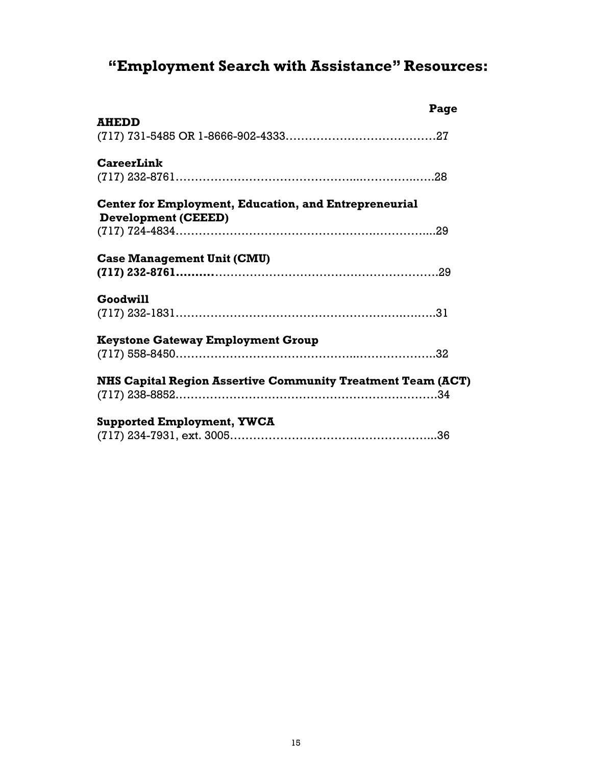# "Employment Search with Assistance" Resources:

**Page**

**AHEDD**
(717) 731-5485 OR 1-8666-902-4333……………………………………27

**CareerLink**
(717) 232-8761……………………………………...…………..…..28

**Center for Employment, Education, and Entrepreneurial Development (CEEED)**
(717) 724-4834…………………………………………….…………...29

**Case Management Unit (CMU)**
**(717) 232-8761……….**…………………………………………………29

**Goodwill**
(717) 232-1831……………………………………………….….….….31

**Keystone Gateway Employment Group**
(717) 558-8450……………………………………..………………..32

**NHS Capital Region Assertive Community Treatment Team (ACT)**
(717) 238-8852…………………………………………………………34

**Supported Employment, YWCA**
(717) 234-7931, ext. 3005……………………………………………...36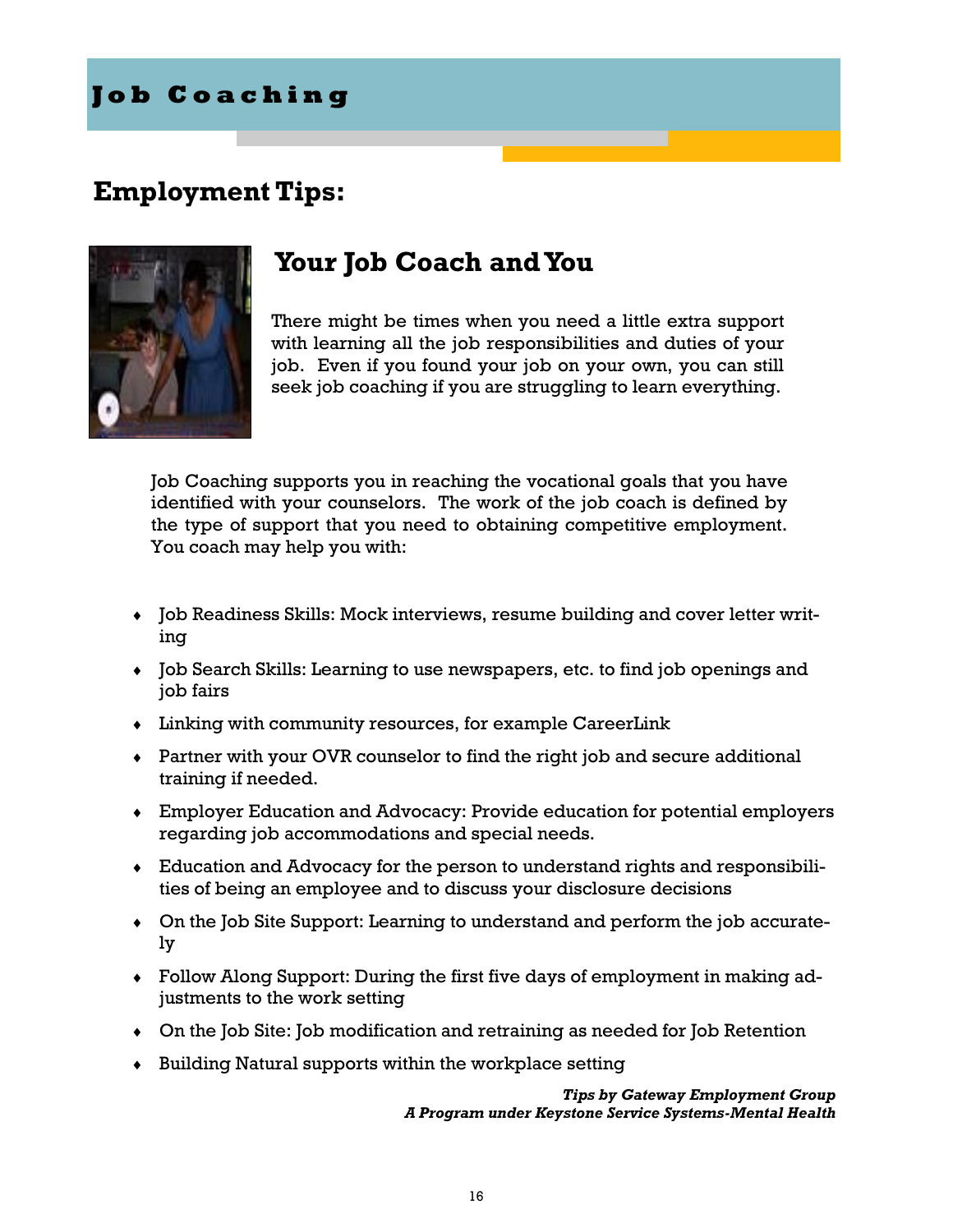# Job Coaching

## Employment Tips:

### Your Job Coach and You

There might be times when you need a little extra support with learning all the job responsibilities and duties of your job. Even if you found your job on your own, you can still seek job coaching if you are struggling to learn everything.

Job Coaching supports you in reaching the vocational goals that you have identified with your counselors. The work of the job coach is defined by the type of support that you need to obtaining competitive employment. You coach may help you with:

- Job Readiness Skills: Mock interviews, resume building and cover letter writing
- Job Search Skills: Learning to use newspapers, etc. to find job openings and job fairs
- Linking with community resources, for example CareerLink
- Partner with your OVR counselor to find the right job and secure additional training if needed.
- Employer Education and Advocacy: Provide education for potential employers regarding job accommodations and special needs.
- Education and Advocacy for the person to understand rights and responsibilities of being an employee and to discuss your disclosure decisions
- On the Job Site Support: Learning to understand and perform the job accurately
- Follow Along Support: During the first five days of employment in making adjustments to the work setting
- On the Job Site: Job modification and retraining as needed for Job Retention
- Building Natural supports within the workplace setting

***Tips by Gateway Employment Group***
***A Program under Keystone Service Systems-Mental Health***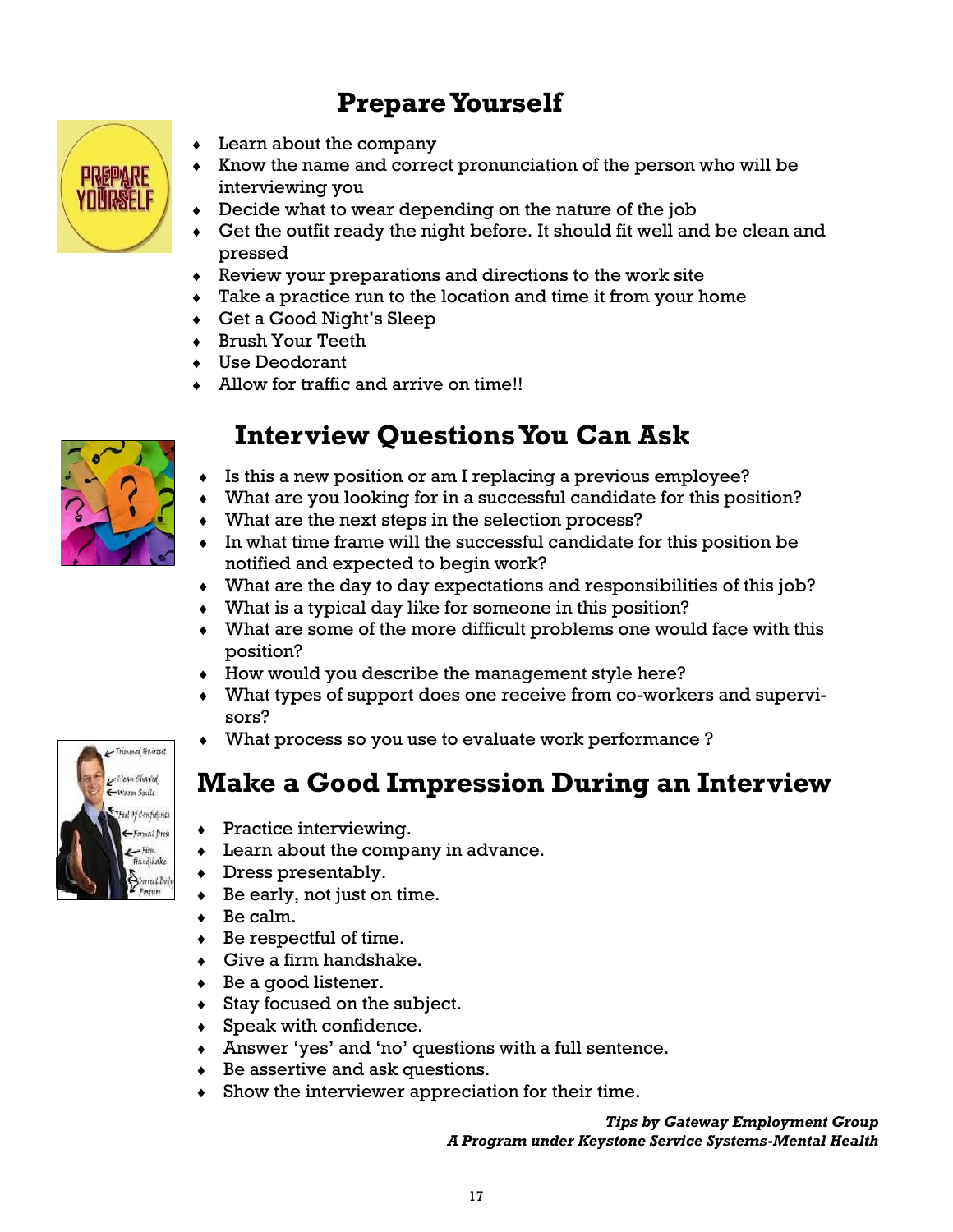## Prepare Yourself

- Learn about the company
- Know the name and correct pronunciation of the person who will be interviewing you
- Decide what to wear depending on the nature of the job
- Get the outfit ready the night before. It should fit well and be clean and pressed
- Review your preparations and directions to the work site
- Take a practice run to the location and time it from your home
- Get a Good Night's Sleep
- Brush Your Teeth
- Use Deodorant
- Allow for traffic and arrive on time!!

## Interview Questions You Can Ask

- Is this a new position or am I replacing a previous employee?
- What are you looking for in a successful candidate for this position?
- What are the next steps in the selection process?
- In what time frame will the successful candidate for this position be notified and expected to begin work?
- What are the day to day expectations and responsibilities of this job?
- What is a typical day like for someone in this position?
- What are some of the more difficult problems one would face with this position?
- How would you describe the management style here?
- What types of support does one receive from co-workers and supervisors?
- What process so you use to evaluate work performance ?

## Make a Good Impression During an Interview

- Practice interviewing.
- Learn about the company in advance.
- Dress presentably.
- Be early, not just on time.
- Be calm.
- Be respectful of time.
- Give a firm handshake.
- Be a good listener.
- Stay focused on the subject.
- Speak with confidence.
- Answer 'yes' and 'no' questions with a full sentence.
- Be assertive and ask questions.
- Show the interviewer appreciation for their time.

***Tips by Gateway Employment Group***
***A Program under Keystone Service Systems-Mental Health***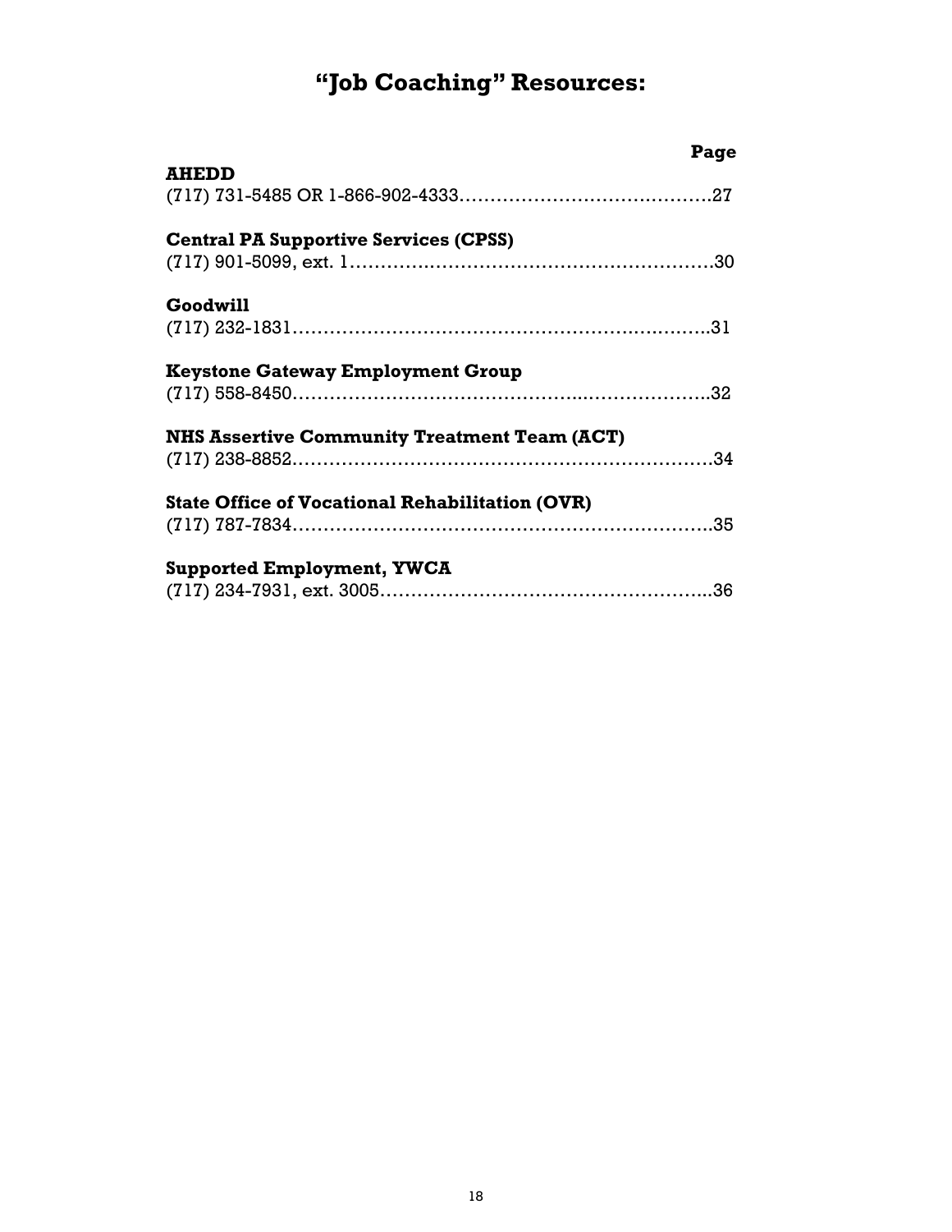# "Job Coaching" Resources:

**Page**

**AHEDD**
(717) 731-5485 OR 1-866-902-4333…………………………….……..27

**Central PA Supportive Services (CPSS)**
(717) 901-5099, ext. 1………….………………………………………30

**Goodwill**
(717) 232-1831……………………………………………….….……..31

**Keystone Gateway Employment Group**
(717) 558-8450……………………………………...………………..32

**NHS Assertive Community Treatment Team (ACT)**
(717) 238-8852……………………………………………………….34

**State Office of Vocational Rehabilitation (OVR)**
(717) 787-7834……………………………………………….……….35

**Supported Employment, YWCA**
(717) 234-7931, ext. 3005……………………………………………..36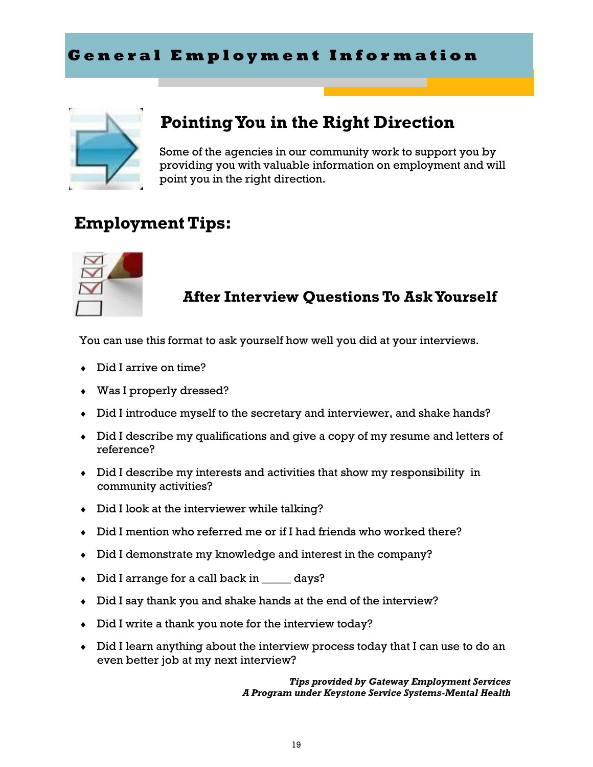# General Employment Information

## Pointing You in the Right Direction

Some of the agencies in our community work to support you by providing you with valuable information on employment and will point you in the right direction.

## Employment Tips:

### After Interview Questions To Ask Yourself

You can use this format to ask yourself how well you did at your interviews.

- Did I arrive on time?
- Was I properly dressed?
- Did I introduce myself to the secretary and interviewer, and shake hands?
- Did I describe my qualifications and give a copy of my resume and letters of reference?
- Did I describe my interests and activities that show my responsibility in community activities?
- Did I look at the interviewer while talking?
- Did I mention who referred me or if I had friends who worked there?
- Did I demonstrate my knowledge and interest in the company?
- Did I arrange for a call back in _____ days?
- Did I say thank you and shake hands at the end of the interview?
- Did I write a thank you note for the interview today?
- Did I learn anything about the interview process today that I can use to do an even better job at my next interview?

***Tips provided by Gateway Employment Services***
***A Program under Keystone Service Systems-Mental Health***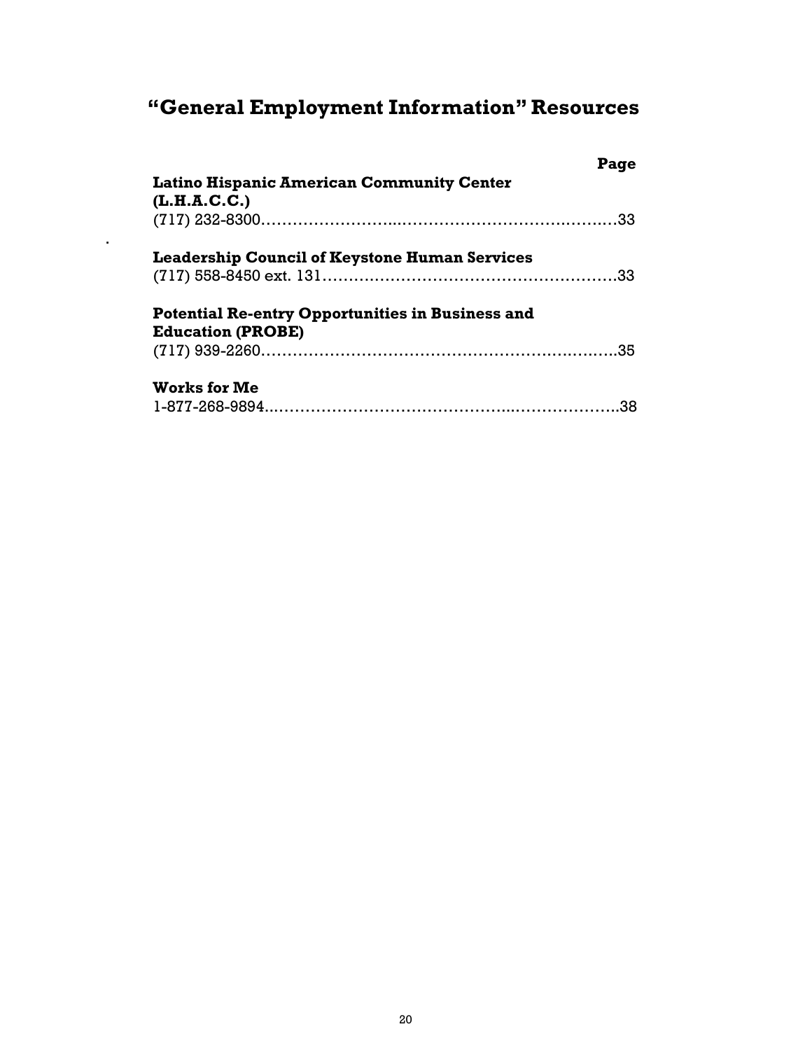# "General Employment Information" Resources

| | Page |
|---|---|
| **Latino Hispanic American Community Center (L.H.A.C.C.)** | |
| (717) 232-8300 | 33 |
| **Leadership Council of Keystone Human Services** | |
| (717) 558-8450 ext. 131 | 33 |
| **Potential Re-entry Opportunities in Business and Education (PROBE)** | |
| (717) 939-2260 | 35 |
| **Works for Me** | |
| 1-877-268-9894 | 38 |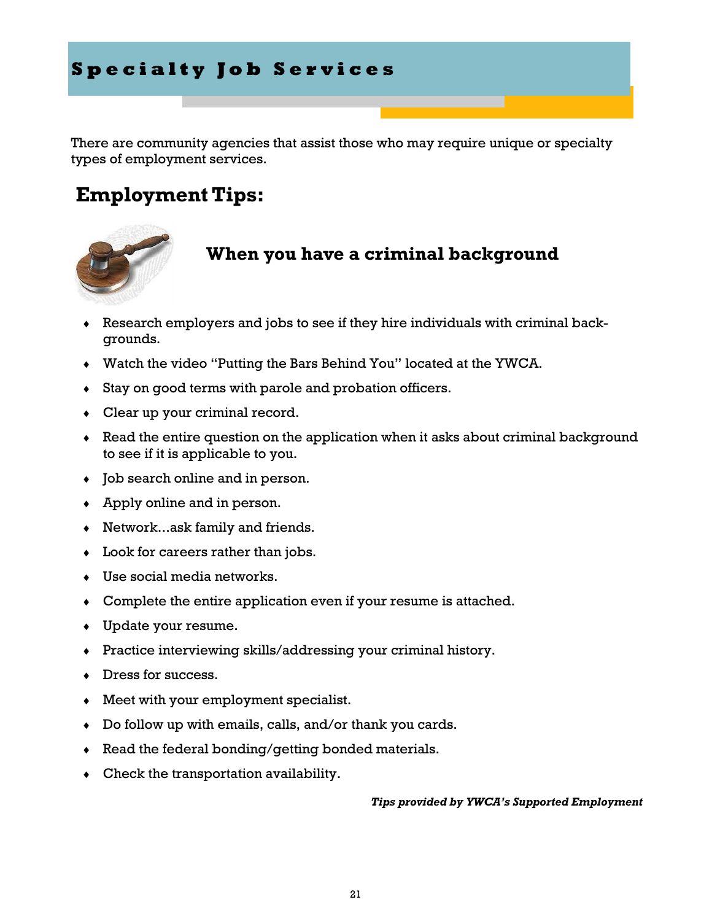# Specialty Job Services

There are community agencies that assist those who may require unique or specialty types of employment services.

## Employment Tips:

### When you have a criminal background

- Research employers and jobs to see if they hire individuals with criminal backgrounds.
- Watch the video "Putting the Bars Behind You" located at the YWCA.
- Stay on good terms with parole and probation officers.
- Clear up your criminal record.
- Read the entire question on the application when it asks about criminal background to see if it is applicable to you.
- Job search online and in person.
- Apply online and in person.
- Network...ask family and friends.
- Look for careers rather than jobs.
- Use social media networks.
- Complete the entire application even if your resume is attached.
- Update your resume.
- Practice interviewing skills/addressing your criminal history.
- Dress for success.
- Meet with your employment specialist.
- Do follow up with emails, calls, and/or thank you cards.
- Read the federal bonding/getting bonded materials.
- Check the transportation availability.

***Tips provided by YWCA's Supported Employment***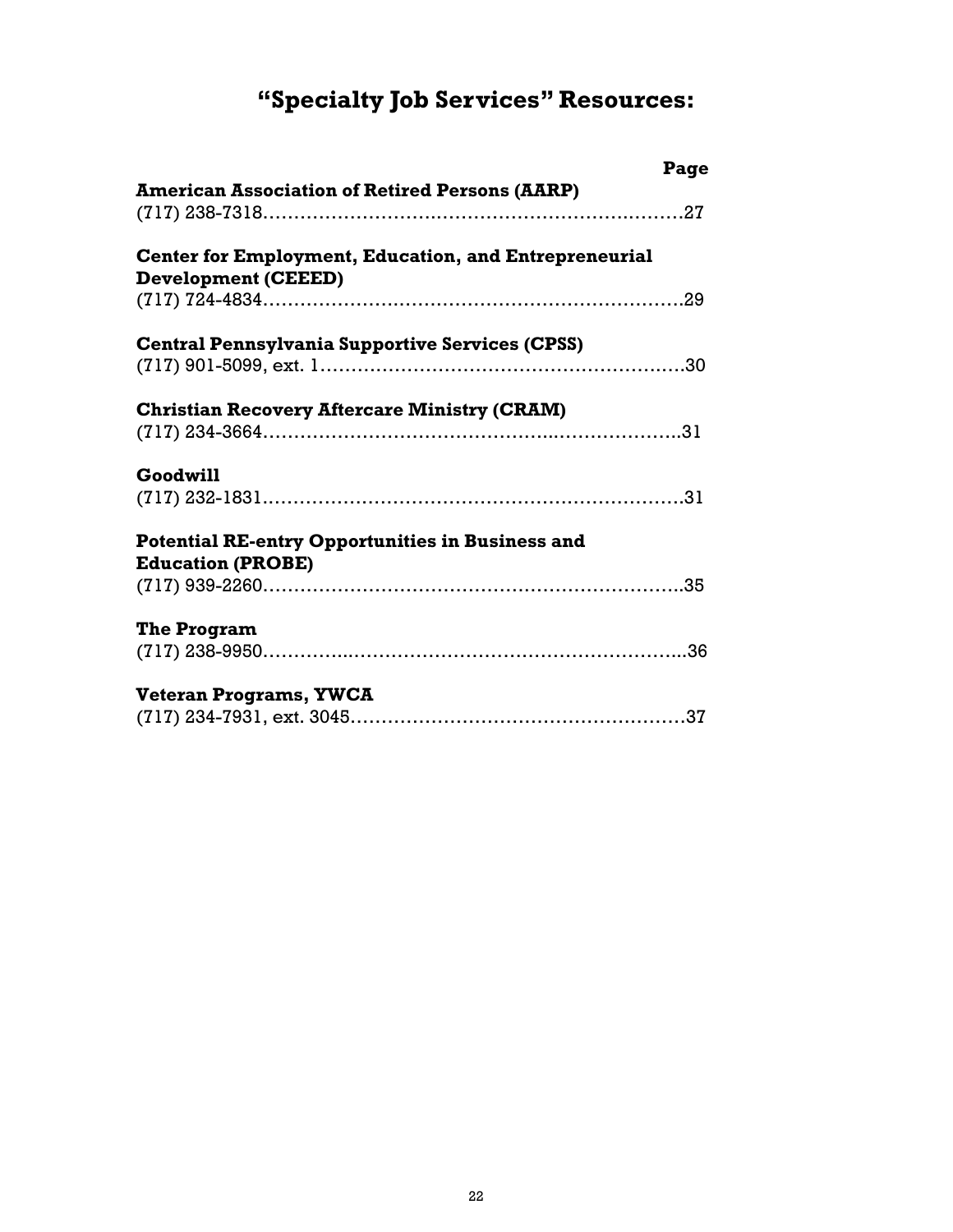# "Specialty Job Services" Resources:

**Page**

**American Association of Retired Persons (AARP)**
(717) 238-7318……………………………………………………………27

**Center for Employment, Education, and Entrepreneurial Development (CEEED)**
(717) 724-4834……………………………………………………………29

**Central Pennsylvania Supportive Services (CPSS)**
(717) 901-5099, ext. 1…………………………………………………30

**Christian Recovery Aftercare Ministry (CRAM)**
(717) 234-3664……………………………………………………………31

**Goodwill**
(717) 232-1831……………………………………………………………31

**Potential RE-entry Opportunities in Business and Education (PROBE)**
(717) 939-2260……………………………………………………………35

**The Program**
(717) 238-9950……………………………………………………………36

**Veteran Programs, YWCA**
(717) 234-7931, ext. 3045……………………………………………37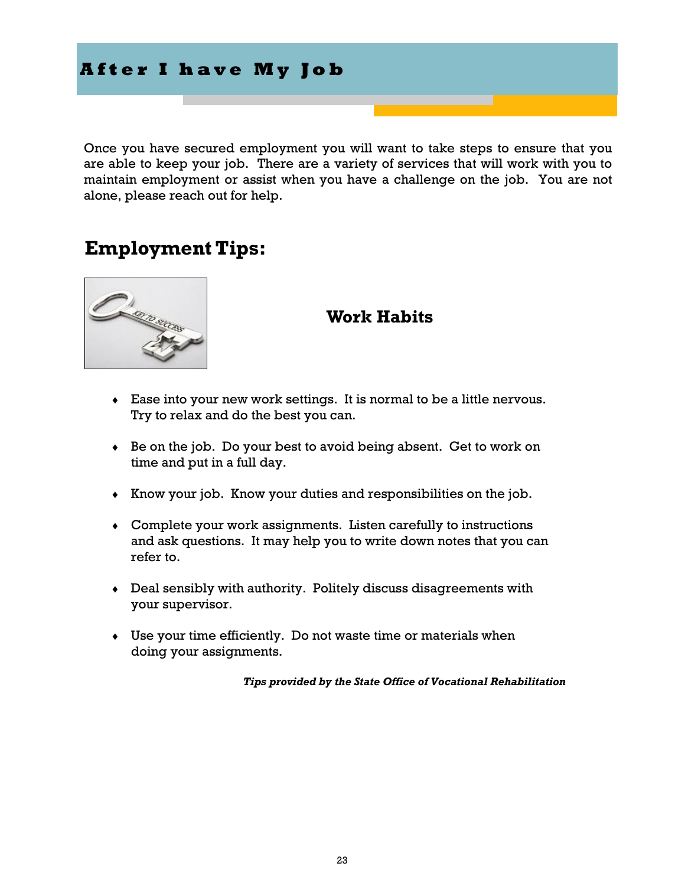# After I have My Job

Once you have secured employment you will want to take steps to ensure that you are able to keep your job. There are a variety of services that will work with you to maintain employment or assist when you have a challenge on the job. You are not alone, please reach out for help.

## Employment Tips:

### Work Habits

- Ease into your new work settings. It is normal to be a little nervous. Try to relax and do the best you can.
- Be on the job. Do your best to avoid being absent. Get to work on time and put in a full day.
- Know your job. Know your duties and responsibilities on the job.
- Complete your work assignments. Listen carefully to instructions and ask questions. It may help you to write down notes that you can refer to.
- Deal sensibly with authority. Politely discuss disagreements with your supervisor.
- Use your time efficiently. Do not waste time or materials when doing your assignments.

***Tips provided by the State Office of Vocational Rehabilitation***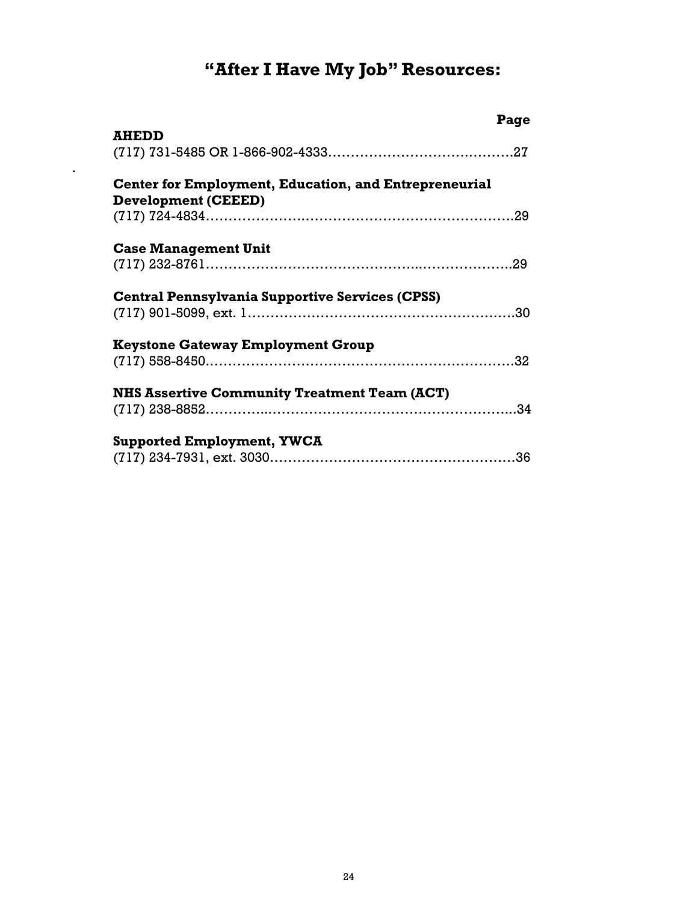# "After I Have My Job" Resources:

| | Page |
|---|---|
| **AHEDD** | |
| (717) 731-5485 OR 1-866-902-4333 | 27 |
| **Center for Employment, Education, and Entrepreneurial Development (CEEED)** | |
| (717) 724-4834 | 29 |
| **Case Management Unit** | |
| (717) 232-8761 | 29 |
| **Central Pennsylvania Supportive Services (CPSS)** | |
| (717) 901-5099, ext. 1 | 30 |
| **Keystone Gateway Employment Group** | |
| (717) 558-8450 | 32 |
| **NHS Assertive Community Treatment Team (ACT)** | |
| (717) 238-8852 | 34 |
| **Supported Employment, YWCA** | |
| (717) 234-7931, ext. 3030 | 36 |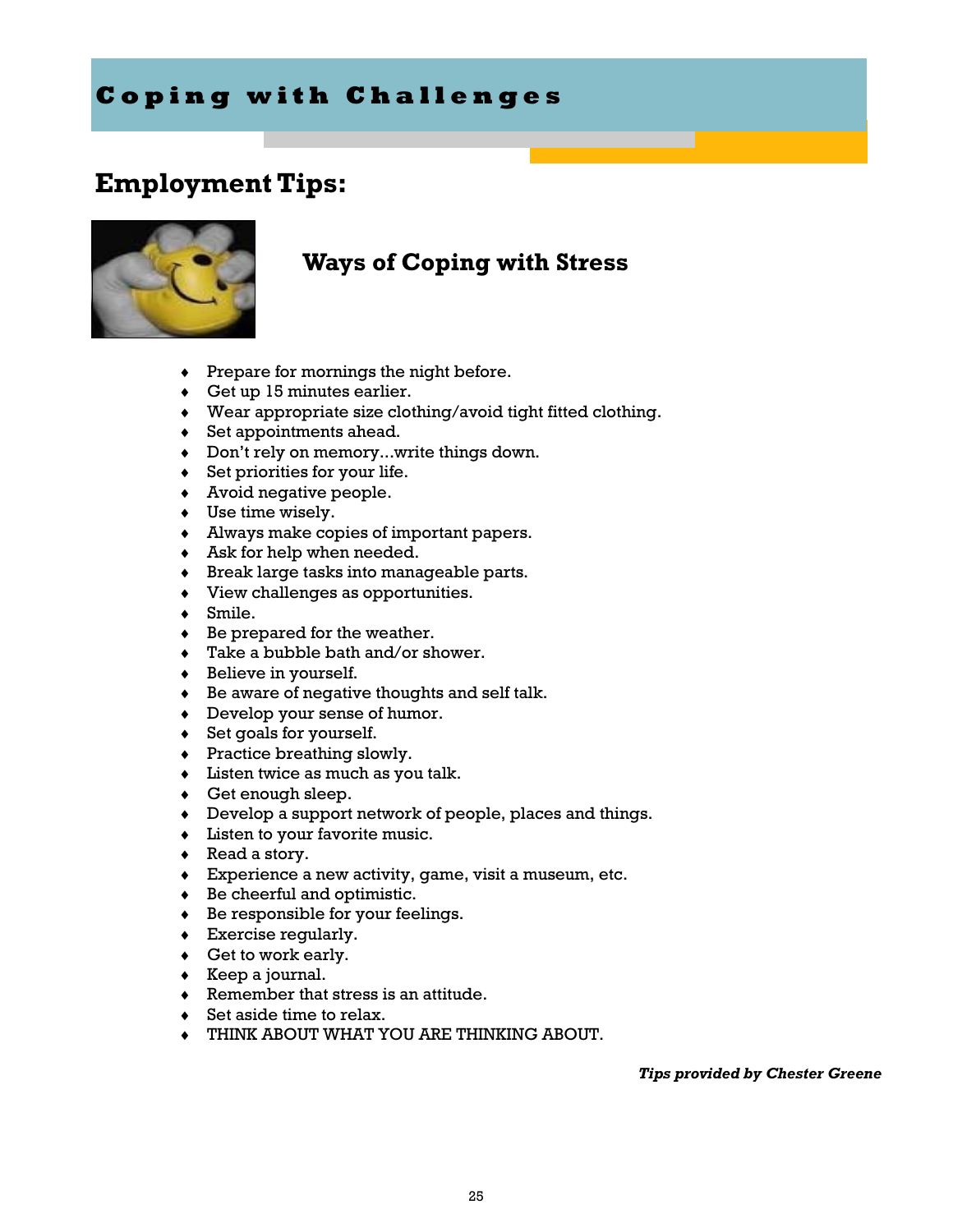# Coping with Challenges

## Employment Tips:

### Ways of Coping with Stress

- Prepare for mornings the night before.
- Get up 15 minutes earlier.
- Wear appropriate size clothing/avoid tight fitted clothing.
- Set appointments ahead.
- Don't rely on memory…write things down.
- Set priorities for your life.
- Avoid negative people.
- Use time wisely.
- Always make copies of important papers.
- Ask for help when needed.
- Break large tasks into manageable parts.
- View challenges as opportunities.
- Smile.
- Be prepared for the weather.
- Take a bubble bath and/or shower.
- Believe in yourself.
- Be aware of negative thoughts and self talk.
- Develop your sense of humor.
- Set goals for yourself.
- Practice breathing slowly.
- Listen twice as much as you talk.
- Get enough sleep.
- Develop a support network of people, places and things.
- Listen to your favorite music.
- Read a story.
- Experience a new activity, game, visit a museum, etc.
- Be cheerful and optimistic.
- Be responsible for your feelings.
- Exercise regularly.
- Get to work early.
- Keep a journal.
- Remember that stress is an attitude.
- Set aside time to relax.
- THINK ABOUT WHAT YOU ARE THINKING ABOUT.

***Tips provided by Chester Greene***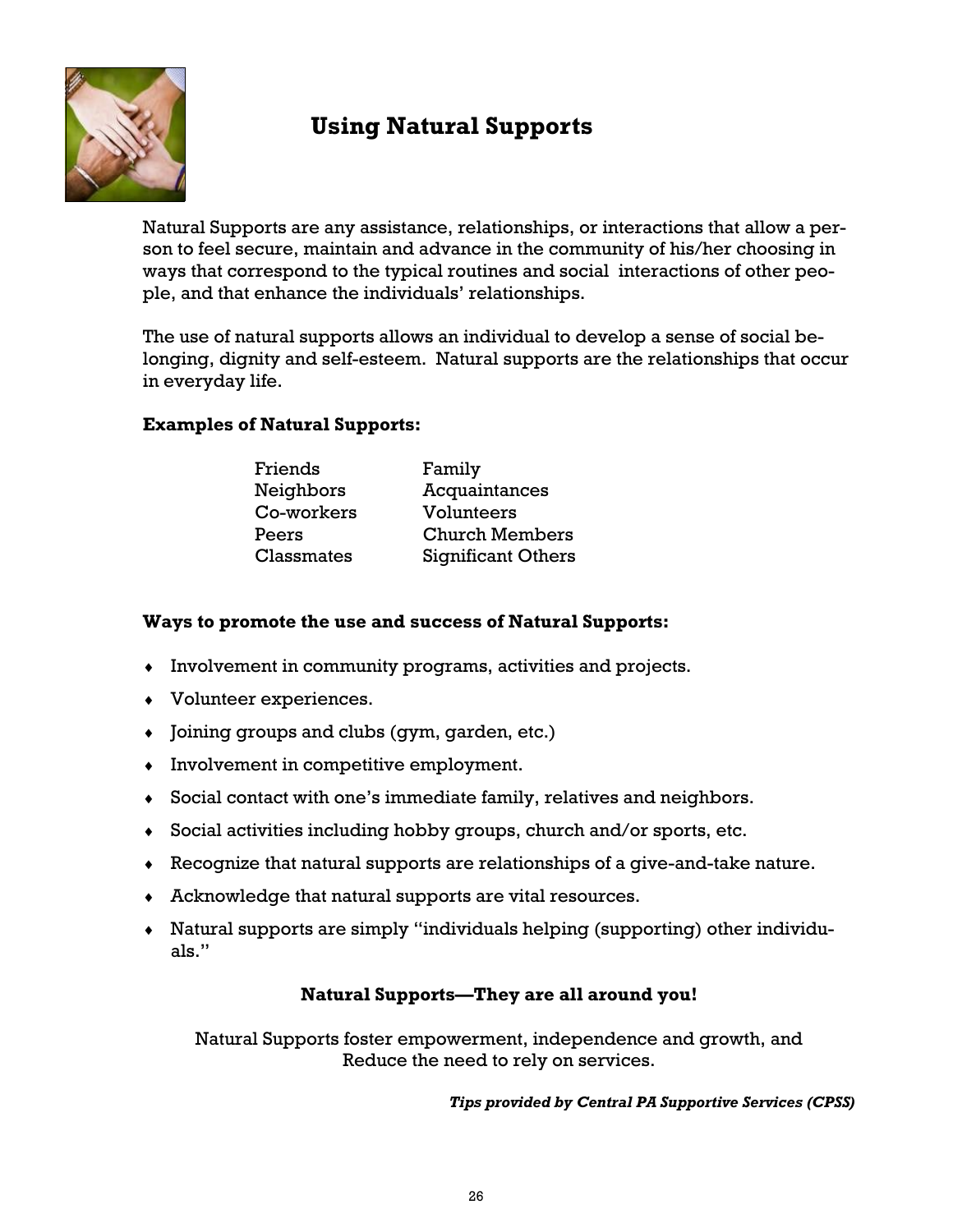# Using Natural Supports

Natural Supports are any assistance, relationships, or interactions that allow a person to feel secure, maintain and advance in the community of his/her choosing in ways that correspond to the typical routines and social interactions of other people, and that enhance the individuals' relationships.

The use of natural supports allows an individual to develop a sense of social belonging, dignity and self-esteem. Natural supports are the relationships that occur in everyday life.

**Examples of Natural Supports:**

| | |
|---|---|
| Friends | Family |
| Neighbors | Acquaintances |
| Co-workers | Volunteers |
| Peers | Church Members |
| Classmates | Significant Others |

**Ways to promote the use and success of Natural Supports:**

- Involvement in community programs, activities and projects.
- Volunteer experiences.
- Joining groups and clubs (gym, garden, etc.)
- Involvement in competitive employment.
- Social contact with one's immediate family, relatives and neighbors.
- Social activities including hobby groups, church and/or sports, etc.
- Recognize that natural supports are relationships of a give-and-take nature.
- Acknowledge that natural supports are vital resources.
- Natural supports are simply "individuals helping (supporting) other individuals."

**Natural Supports—They are all around you!**

Natural Supports foster empowerment, independence and growth, and Reduce the need to rely on services.

***Tips provided by Central PA Supportive Services (CPSS)***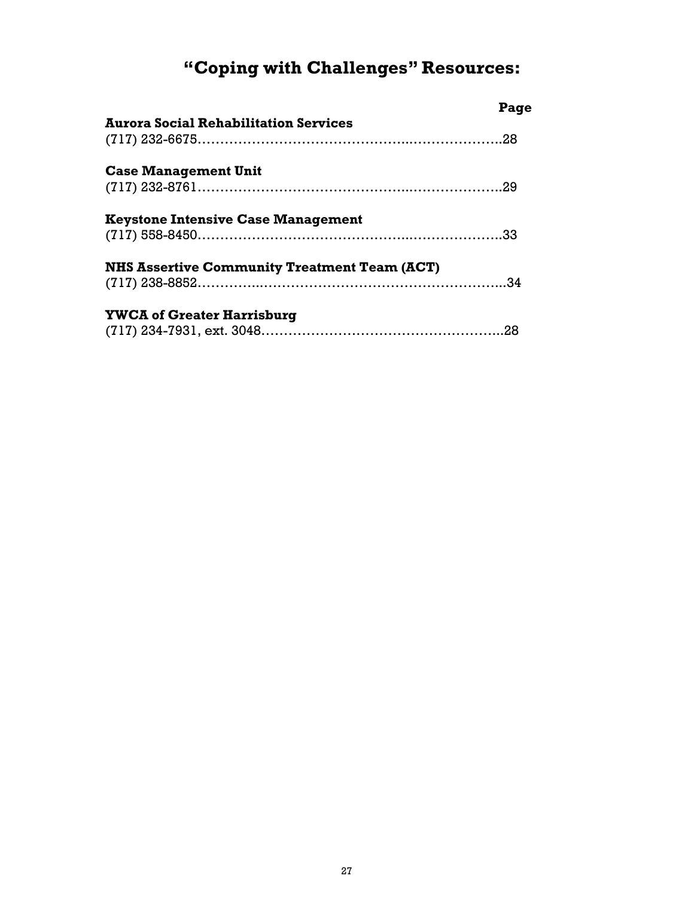# "Coping with Challenges" Resources:

**Page**

**Aurora Social Rehabilitation Services**
(717) 232-6675……………………………………..………………..28

**Case Management Unit**
(717) 232-8761……………………………………..………………..29

**Keystone Intensive Case Management**
(717) 558-8450……………………………………..………………..33

**NHS Assertive Community Treatment Team (ACT)**
(717) 238-8852…………..…………………………………………...34

**YWCA of Greater Harrisburg**
(717) 234-7931, ext. 3048………………………………………...28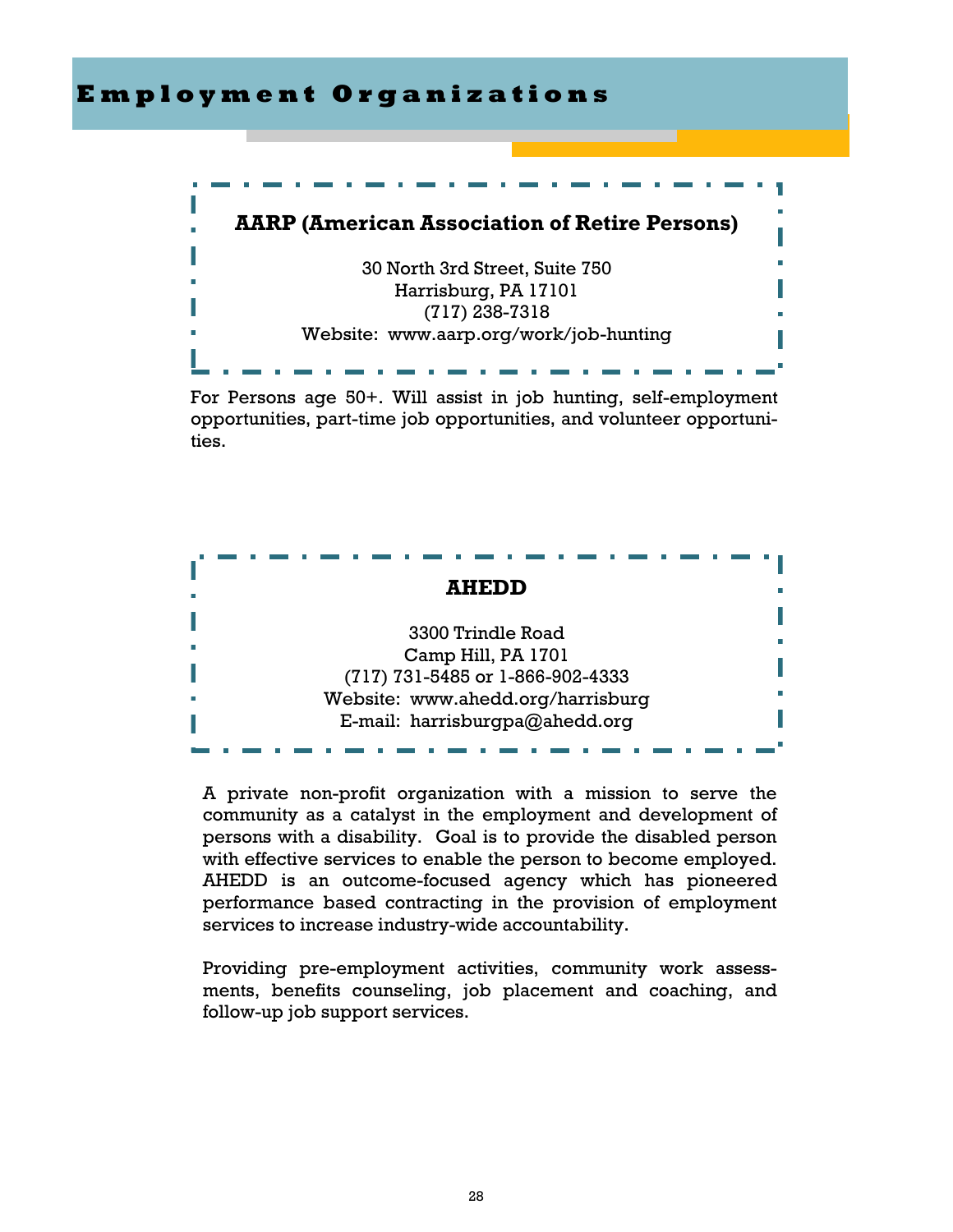# Employment Organizations

## AARP (American Association of Retire Persons)

30 North 3rd Street, Suite 750
Harrisburg, PA 17101
(717) 238-7318
Website: www.aarp.org/work/job-hunting

For Persons age 50+. Will assist in job hunting, self-employment opportunities, part-time job opportunities, and volunteer opportunities.

## AHEDD

3300 Trindle Road
Camp Hill, PA 1701
(717) 731-5485 or 1-866-902-4333
Website: www.ahedd.org/harrisburg
E-mail: harrisburgpa@ahedd.org

A private non-profit organization with a mission to serve the community as a catalyst in the employment and development of persons with a disability. Goal is to provide the disabled person with effective services to enable the person to become employed. AHEDD is an outcome-focused agency which has pioneered performance based contracting in the provision of employment services to increase industry-wide accountability.

Providing pre-employment activities, community work assessments, benefits counseling, job placement and coaching, and follow-up job support services.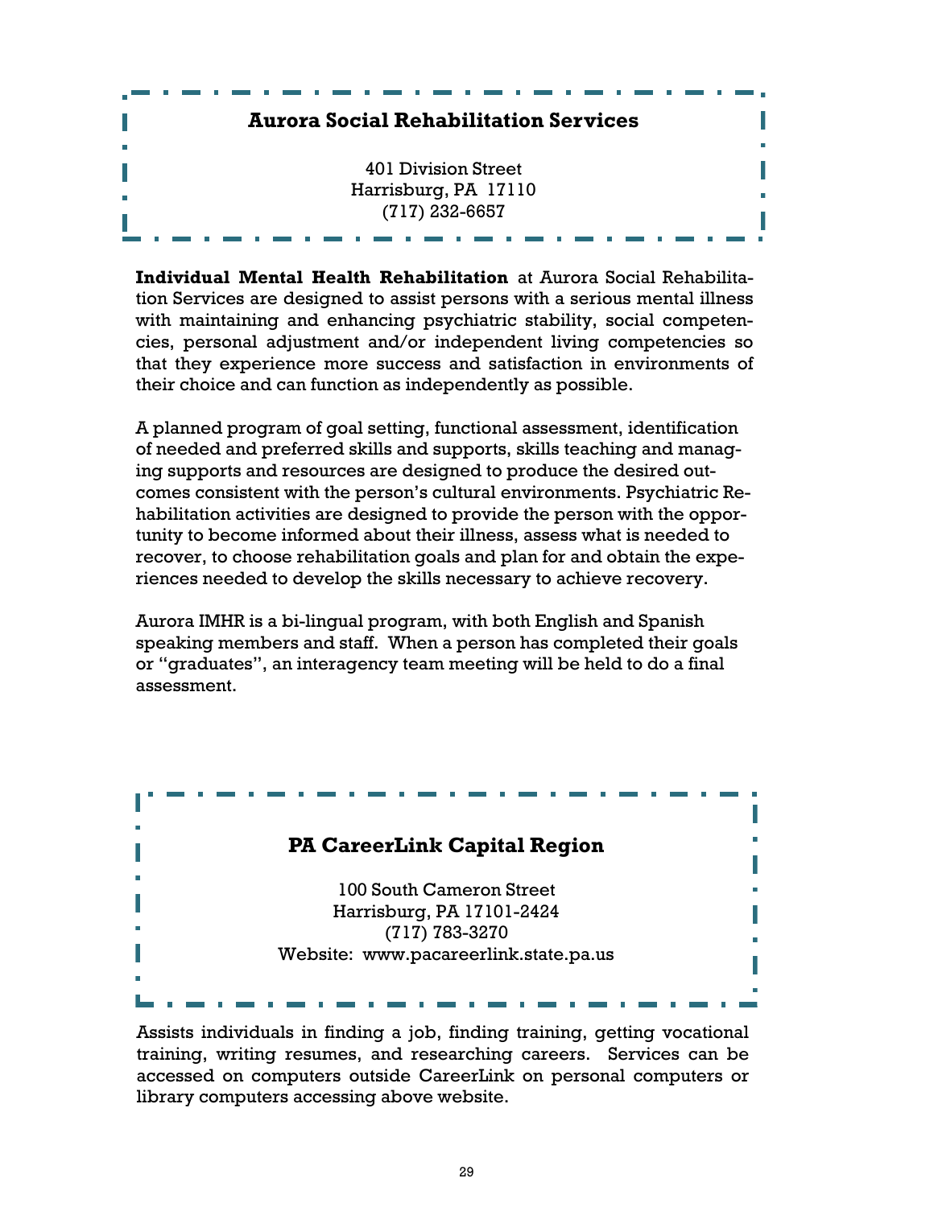## Aurora Social Rehabilitation Services

401 Division Street
Harrisburg, PA 17110
(717) 232-6657

**Individual Mental Health Rehabilitation** at Aurora Social Rehabilitation Services are designed to assist persons with a serious mental illness with maintaining and enhancing psychiatric stability, social competencies, personal adjustment and/or independent living competencies so that they experience more success and satisfaction in environments of their choice and can function as independently as possible.

A planned program of goal setting, functional assessment, identification of needed and preferred skills and supports, skills teaching and managing supports and resources are designed to produce the desired outcomes consistent with the person's cultural environments. Psychiatric Rehabilitation activities are designed to provide the person with the opportunity to become informed about their illness, assess what is needed to recover, to choose rehabilitation goals and plan for and obtain the experiences needed to develop the skills necessary to achieve recovery.

Aurora IMHR is a bi-lingual program, with both English and Spanish speaking members and staff. When a person has completed their goals or "graduates", an interagency team meeting will be held to do a final assessment.

## PA CareerLink Capital Region

100 South Cameron Street
Harrisburg, PA 17101-2424
(717) 783-3270
Website: www.pacareerlink.state.pa.us

Assists individuals in finding a job, finding training, getting vocational training, writing resumes, and researching careers. Services can be accessed on computers outside CareerLink on personal computers or library computers accessing above website.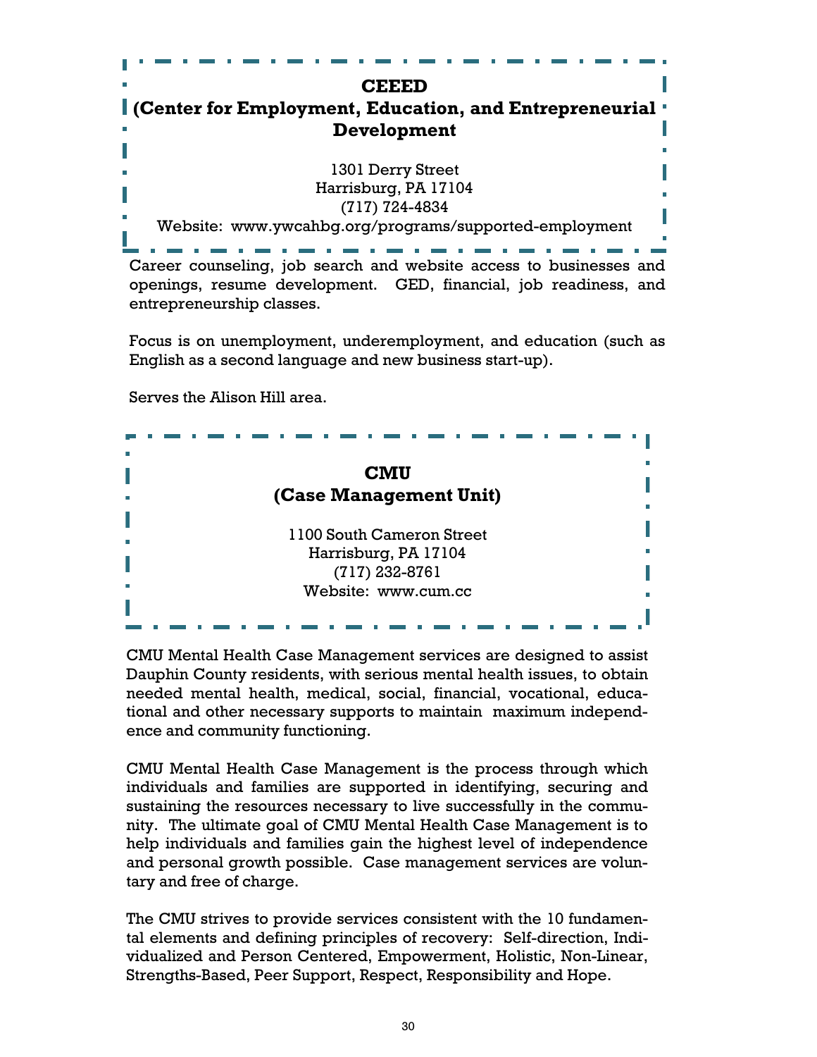## CEEED
## (Center for Employment, Education, and Entrepreneurial Development

1301 Derry Street
Harrisburg, PA 17104
(717) 724-4834
Website: www.ywcahbg.org/programs/supported-employment

Career counseling, job search and website access to businesses and openings, resume development. GED, financial, job readiness, and entrepreneurship classes.

Focus is on unemployment, underemployment, and education (such as English as a second language and new business start-up).

Serves the Alison Hill area.

## CMU
## (Case Management Unit)

1100 South Cameron Street
Harrisburg, PA 17104
(717) 232-8761
Website: www.cum.cc

CMU Mental Health Case Management services are designed to assist Dauphin County residents, with serious mental health issues, to obtain needed mental health, medical, social, financial, vocational, educational and other necessary supports to maintain maximum independence and community functioning.

CMU Mental Health Case Management is the process through which individuals and families are supported in identifying, securing and sustaining the resources necessary to live successfully in the community. The ultimate goal of CMU Mental Health Case Management is to help individuals and families gain the highest level of independence and personal growth possible. Case management services are voluntary and free of charge.

The CMU strives to provide services consistent with the 10 fundamental elements and defining principles of recovery: Self-direction, Individualized and Person Centered, Empowerment, Holistic, Non-Linear, Strengths-Based, Peer Support, Respect, Responsibility and Hope.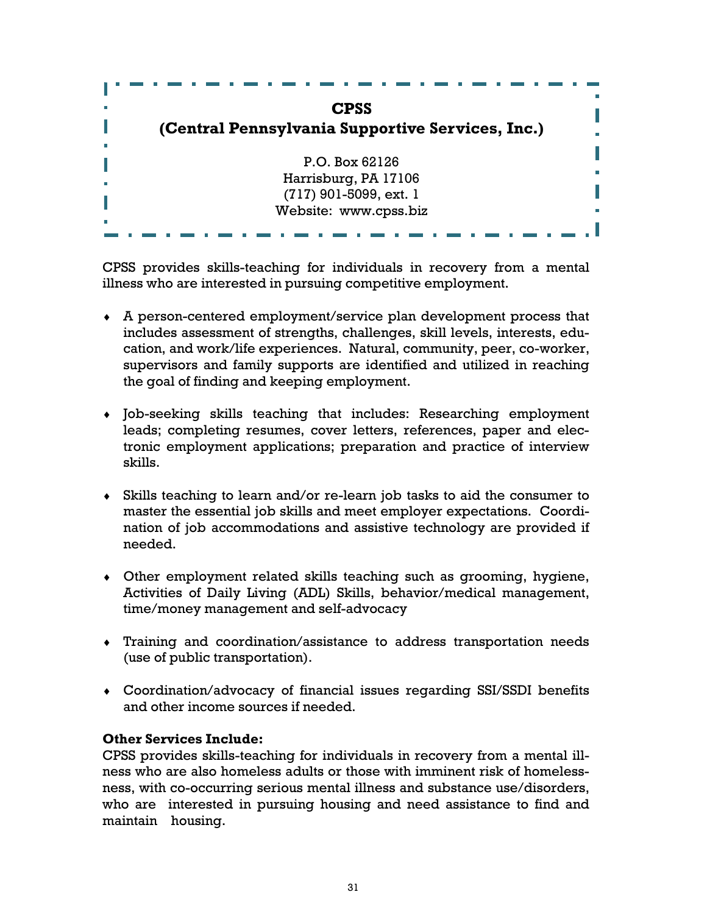## CPSS
## (Central Pennsylvania Supportive Services, Inc.)

P.O. Box 62126
Harrisburg, PA 17106
(717) 901-5099, ext. 1
Website: www.cpss.biz

CPSS provides skills-teaching for individuals in recovery from a mental illness who are interested in pursuing competitive employment.

- A person-centered employment/service plan development process that includes assessment of strengths, challenges, skill levels, interests, education, and work/life experiences. Natural, community, peer, co-worker, supervisors and family supports are identified and utilized in reaching the goal of finding and keeping employment.
- Job-seeking skills teaching that includes: Researching employment leads; completing resumes, cover letters, references, paper and electronic employment applications; preparation and practice of interview skills.
- Skills teaching to learn and/or re-learn job tasks to aid the consumer to master the essential job skills and meet employer expectations. Coordination of job accommodations and assistive technology are provided if needed.
- Other employment related skills teaching such as grooming, hygiene, Activities of Daily Living (ADL) Skills, behavior/medical management, time/money management and self-advocacy
- Training and coordination/assistance to address transportation needs (use of public transportation).
- Coordination/advocacy of financial issues regarding SSI/SSDI benefits and other income sources if needed.

**Other Services Include:**
CPSS provides skills-teaching for individuals in recovery from a mental illness who are also homeless adults or those with imminent risk of homelessness, with co-occurring serious mental illness and substance use/disorders, who are interested in pursuing housing and need assistance to find and maintain housing.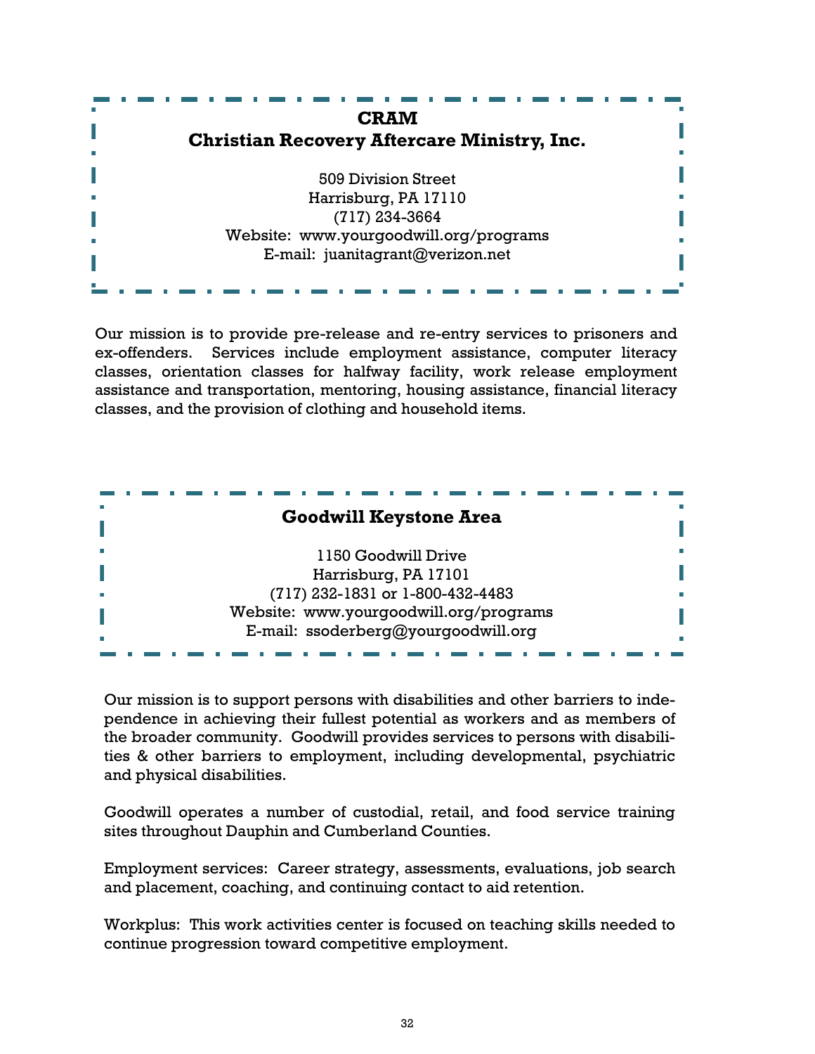## CRAM
## Christian Recovery Aftercare Ministry, Inc.

509 Division Street
Harrisburg, PA 17110
(717) 234-3664
Website: www.yourgoodwill.org/programs
E-mail: juanitagrant@verizon.net

Our mission is to provide pre-release and re-entry services to prisoners and ex-offenders. Services include employment assistance, computer literacy classes, orientation classes for halfway facility, work release employment assistance and transportation, mentoring, housing assistance, financial literacy classes, and the provision of clothing and household items.

## Goodwill Keystone Area

1150 Goodwill Drive
Harrisburg, PA 17101
(717) 232-1831 or 1-800-432-4483
Website: www.yourgoodwill.org/programs
E-mail: ssoderberg@yourgoodwill.org

Our mission is to support persons with disabilities and other barriers to independence in achieving their fullest potential as workers and as members of the broader community. Goodwill provides services to persons with disabilities & other barriers to employment, including developmental, psychiatric and physical disabilities.

Goodwill operates a number of custodial, retail, and food service training sites throughout Dauphin and Cumberland Counties.

Employment services: Career strategy, assessments, evaluations, job search and placement, coaching, and continuing contact to aid retention.

Workplus: This work activities center is focused on teaching skills needed to continue progression toward competitive employment.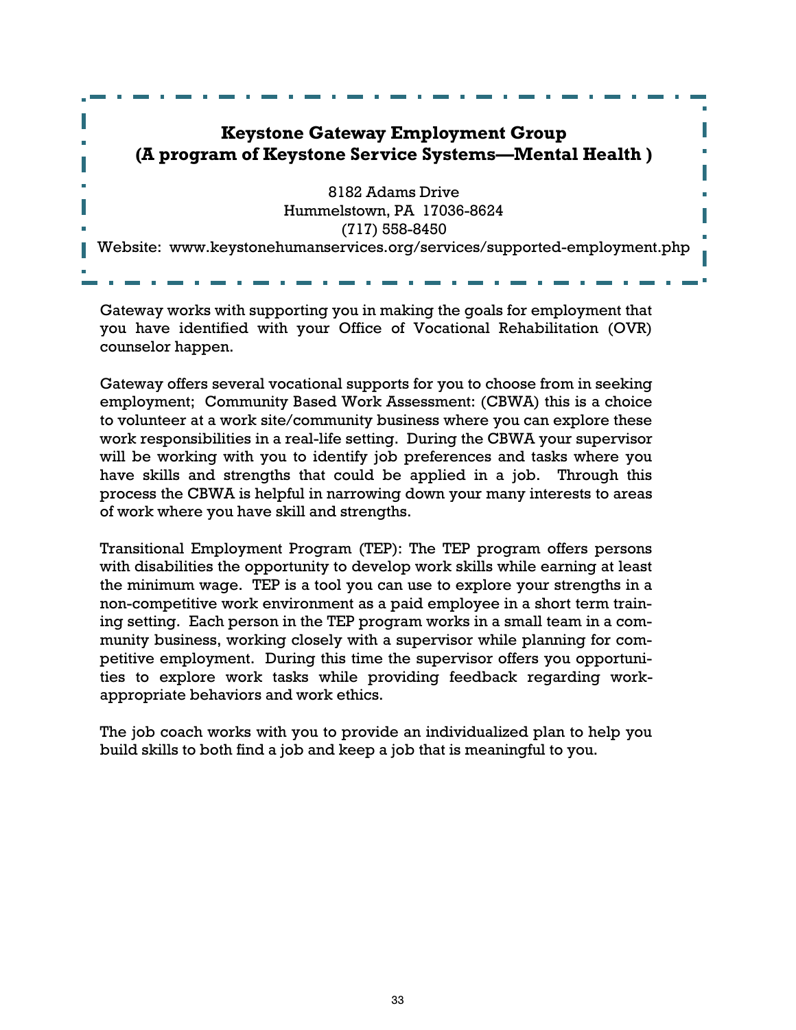## Keystone Gateway Employment Group
## (A program of Keystone Service Systems—Mental Health )

8182 Adams Drive
Hummelstown, PA 17036-8624
(717) 558-8450
Website: www.keystonehumanservices.org/services/supported-employment.php

Gateway works with supporting you in making the goals for employment that you have identified with your Office of Vocational Rehabilitation (OVR) counselor happen.

Gateway offers several vocational supports for you to choose from in seeking employment; Community Based Work Assessment: (CBWA) this is a choice to volunteer at a work site/community business where you can explore these work responsibilities in a real-life setting. During the CBWA your supervisor will be working with you to identify job preferences and tasks where you have skills and strengths that could be applied in a job. Through this process the CBWA is helpful in narrowing down your many interests to areas of work where you have skill and strengths.

Transitional Employment Program (TEP): The TEP program offers persons with disabilities the opportunity to develop work skills while earning at least the minimum wage. TEP is a tool you can use to explore your strengths in a non-competitive work environment as a paid employee in a short term training setting. Each person in the TEP program works in a small team in a community business, working closely with a supervisor while planning for competitive employment. During this time the supervisor offers you opportunities to explore work tasks while providing feedback regarding work-appropriate behaviors and work ethics.

The job coach works with you to provide an individualized plan to help you build skills to both find a job and keep a job that is meaningful to you.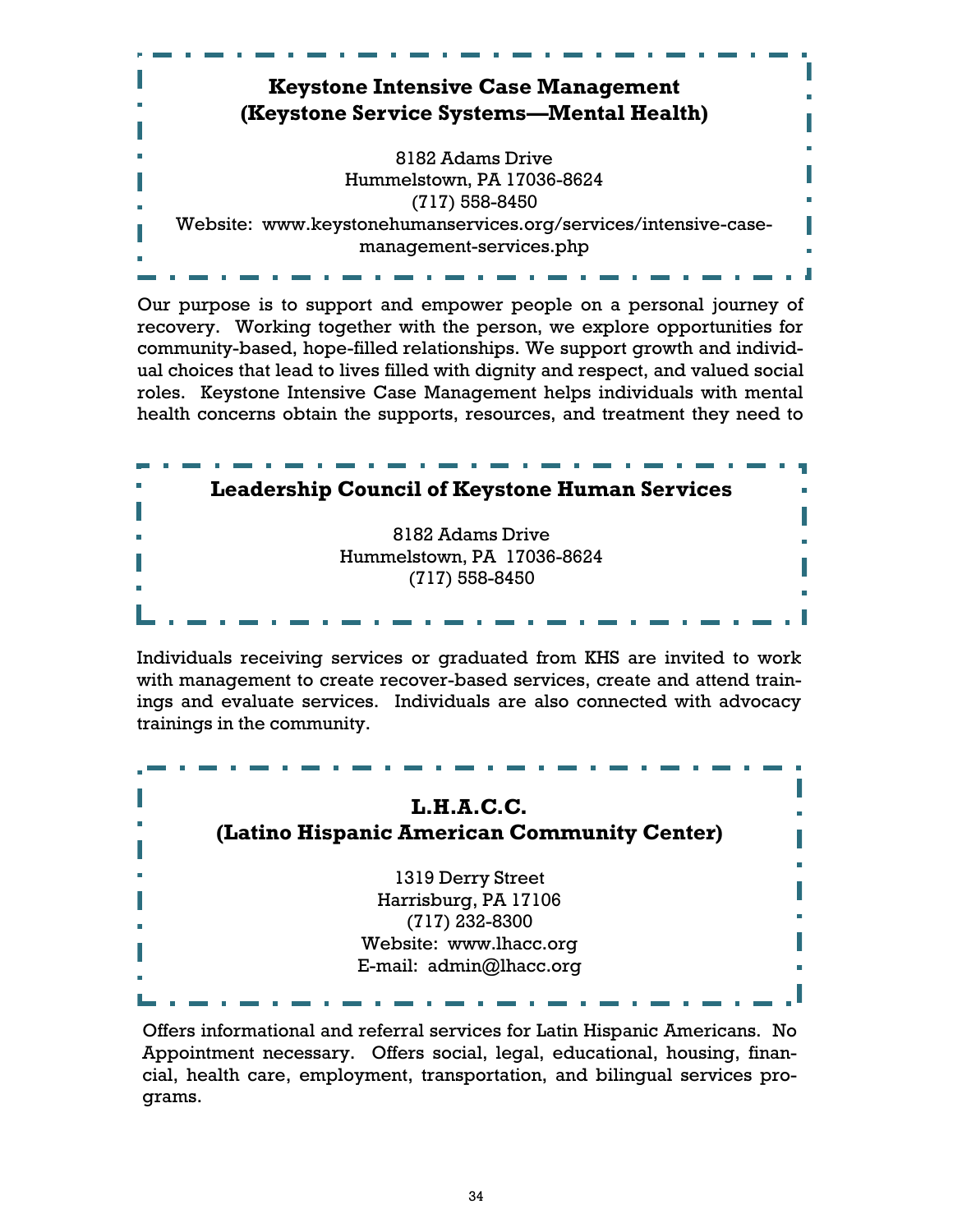## Keystone Intensive Case Management
## (Keystone Service Systems—Mental Health)

8182 Adams Drive
Hummelstown, PA 17036-8624
(717) 558-8450
Website: www.keystonehumanservices.org/services/intensive-case-management-services.php

Our purpose is to support and empower people on a personal journey of recovery. Working together with the person, we explore opportunities for community-based, hope-filled relationships. We support growth and individual choices that lead to lives filled with dignity and respect, and valued social roles. Keystone Intensive Case Management helps individuals with mental health concerns obtain the supports, resources, and treatment they need to

## Leadership Council of Keystone Human Services

8182 Adams Drive
Hummelstown, PA 17036-8624
(717) 558-8450

Individuals receiving services or graduated from KHS are invited to work with management to create recover-based services, create and attend trainings and evaluate services. Individuals are also connected with advocacy trainings in the community.

## L.H.A.C.C.
## (Latino Hispanic American Community Center)

1319 Derry Street
Harrisburg, PA 17106
(717) 232-8300
Website: www.lhacc.org
E-mail: admin@lhacc.org

Offers informational and referral services for Latin Hispanic Americans. No Appointment necessary. Offers social, legal, educational, housing, financial, health care, employment, transportation, and bilingual services programs.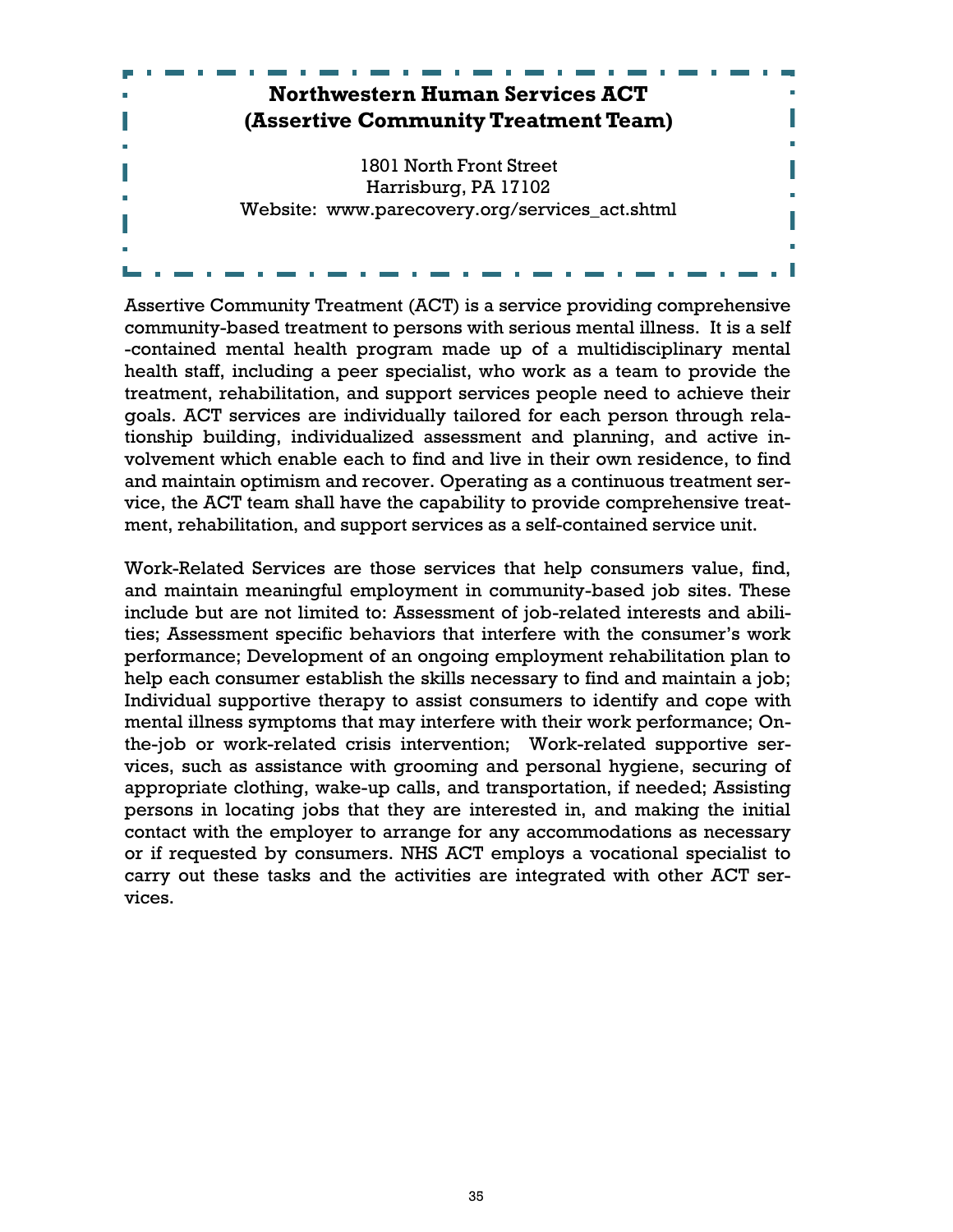## Northwestern Human Services ACT (Assertive Community Treatment Team)

1801 North Front Street
Harrisburg, PA 17102
Website: www.parecovery.org/services_act.shtml

Assertive Community Treatment (ACT) is a service providing comprehensive community-based treatment to persons with serious mental illness. It is a self-contained mental health program made up of a multidisciplinary mental health staff, including a peer specialist, who work as a team to provide the treatment, rehabilitation, and support services people need to achieve their goals. ACT services are individually tailored for each person through relationship building, individualized assessment and planning, and active involvement which enable each to find and live in their own residence, to find and maintain optimism and recover. Operating as a continuous treatment service, the ACT team shall have the capability to provide comprehensive treatment, rehabilitation, and support services as a self-contained service unit.

Work-Related Services are those services that help consumers value, find, and maintain meaningful employment in community-based job sites. These include but are not limited to: Assessment of job-related interests and abilities; Assessment specific behaviors that interfere with the consumer's work performance; Development of an ongoing employment rehabilitation plan to help each consumer establish the skills necessary to find and maintain a job; Individual supportive therapy to assist consumers to identify and cope with mental illness symptoms that may interfere with their work performance; On-the-job or work-related crisis intervention; Work-related supportive services, such as assistance with grooming and personal hygiene, securing of appropriate clothing, wake-up calls, and transportation, if needed; Assisting persons in locating jobs that they are interested in, and making the initial contact with the employer to arrange for any accommodations as necessary or if requested by consumers. NHS ACT employs a vocational specialist to carry out these tasks and the activities are integrated with other ACT services.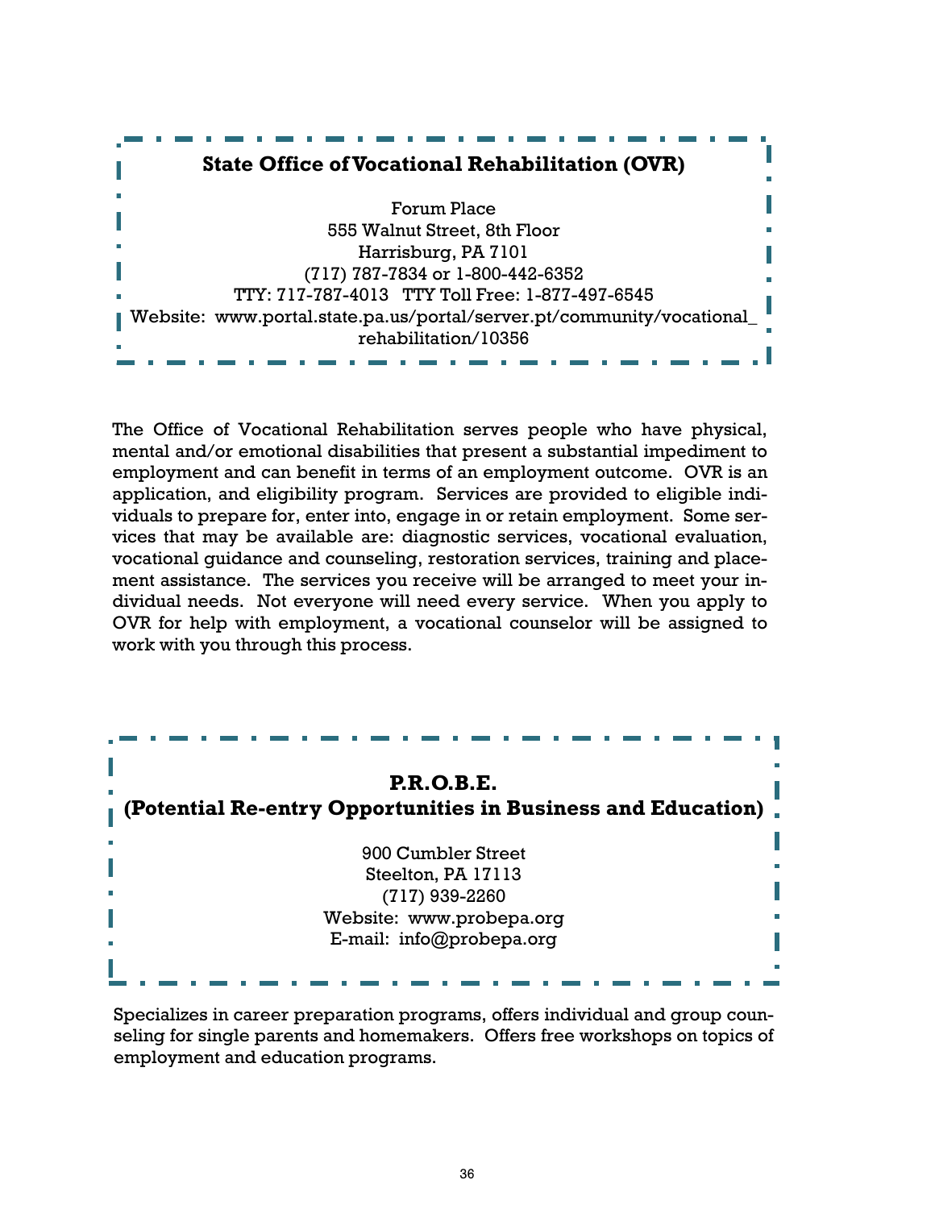## State Office of Vocational Rehabilitation (OVR)

Forum Place
555 Walnut Street, 8th Floor
Harrisburg, PA 7101
(717) 787-7834 or 1-800-442-6352
TTY: 717-787-4013 TTY Toll Free: 1-877-497-6545
Website: www.portal.state.pa.us/portal/server.pt/community/vocational_rehabilitation/10356

The Office of Vocational Rehabilitation serves people who have physical, mental and/or emotional disabilities that present a substantial impediment to employment and can benefit in terms of an employment outcome. OVR is an application, and eligibility program. Services are provided to eligible individuals to prepare for, enter into, engage in or retain employment. Some services that may be available are: diagnostic services, vocational evaluation, vocational guidance and counseling, restoration services, training and placement assistance. The services you receive will be arranged to meet your individual needs. Not everyone will need every service. When you apply to OVR for help with employment, a vocational counselor will be assigned to work with you through this process.

## P.R.O.B.E.
## (Potential Re-entry Opportunities in Business and Education)

900 Cumbler Street
Steelton, PA 17113
(717) 939-2260
Website: www.probepa.org
E-mail: info@probepa.org

Specializes in career preparation programs, offers individual and group counseling for single parents and homemakers. Offers free workshops on topics of employment and education programs.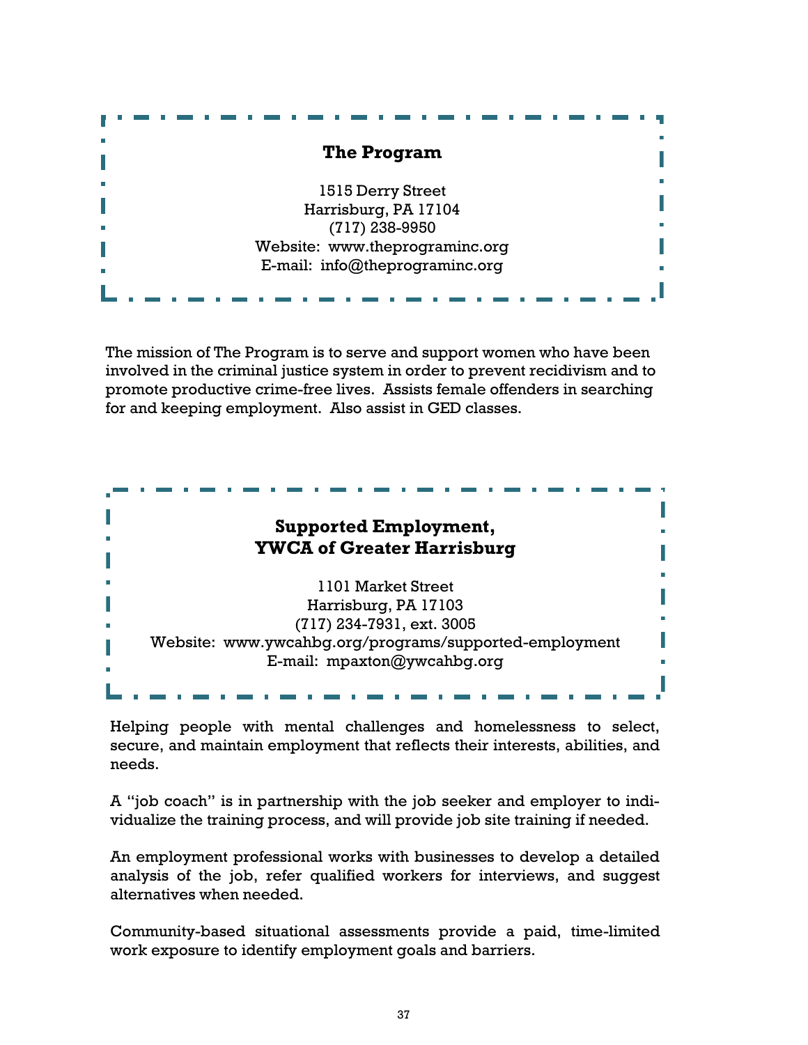## The Program

1515 Derry Street
Harrisburg, PA 17104
(717) 238-9950
Website: www.theprograminc.org
E-mail: info@theprograminc.org

The mission of The Program is to serve and support women who have been involved in the criminal justice system in order to prevent recidivism and to promote productive crime-free lives. Assists female offenders in searching for and keeping employment. Also assist in GED classes.

## Supported Employment, YWCA of Greater Harrisburg

1101 Market Street
Harrisburg, PA 17103
(717) 234-7931, ext. 3005
Website: www.ywcahbg.org/programs/supported-employment
E-mail: mpaxton@ywcahbg.org

Helping people with mental challenges and homelessness to select, secure, and maintain employment that reflects their interests, abilities, and needs.

A "job coach" is in partnership with the job seeker and employer to individualize the training process, and will provide job site training if needed.

An employment professional works with businesses to develop a detailed analysis of the job, refer qualified workers for interviews, and suggest alternatives when needed.

Community-based situational assessments provide a paid, time-limited work exposure to identify employment goals and barriers.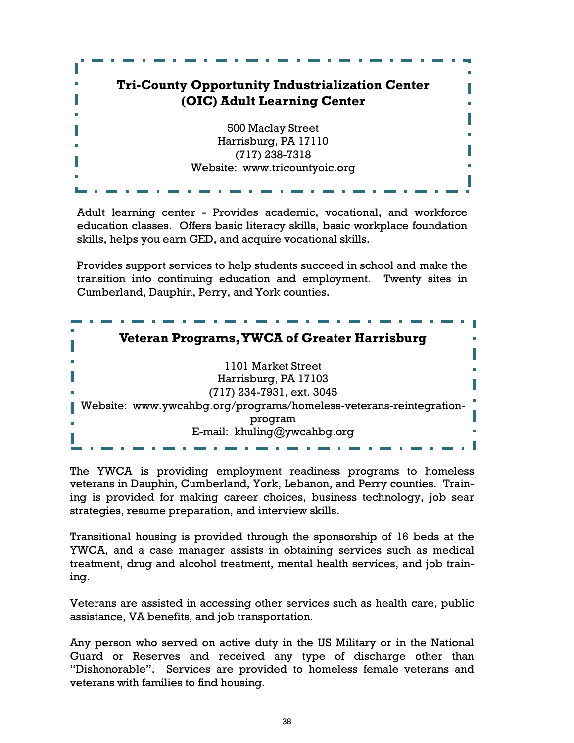## Tri-County Opportunity Industrialization Center (OIC) Adult Learning Center

500 Maclay Street
Harrisburg, PA 17110
(717) 238-7318
Website: www.tricountyoic.org

Adult learning center - Provides academic, vocational, and workforce education classes. Offers basic literacy skills, basic workplace foundation skills, helps you earn GED, and acquire vocational skills.

Provides support services to help students succeed in school and make the transition into continuing education and employment. Twenty sites in Cumberland, Dauphin, Perry, and York counties.

## Veteran Programs, YWCA of Greater Harrisburg

1101 Market Street
Harrisburg, PA 17103
(717) 234-7931, ext. 3045
Website: www.ywcahbg.org/programs/homeless-veterans-reintegration-program
E-mail: khuling@ywcahbg.org

The YWCA is providing employment readiness programs to homeless veterans in Dauphin, Cumberland, York, Lebanon, and Perry counties. Training is provided for making career choices, business technology, job sear strategies, resume preparation, and interview skills.

Transitional housing is provided through the sponsorship of 16 beds at the YWCA, and a case manager assists in obtaining services such as medical treatment, drug and alcohol treatment, mental health services, and job training.

Veterans are assisted in accessing other services such as health care, public assistance, VA benefits, and job transportation.

Any person who served on active duty in the US Military or in the National Guard or Reserves and received any type of discharge other than "Dishonorable". Services are provided to homeless female veterans and veterans with families to find housing.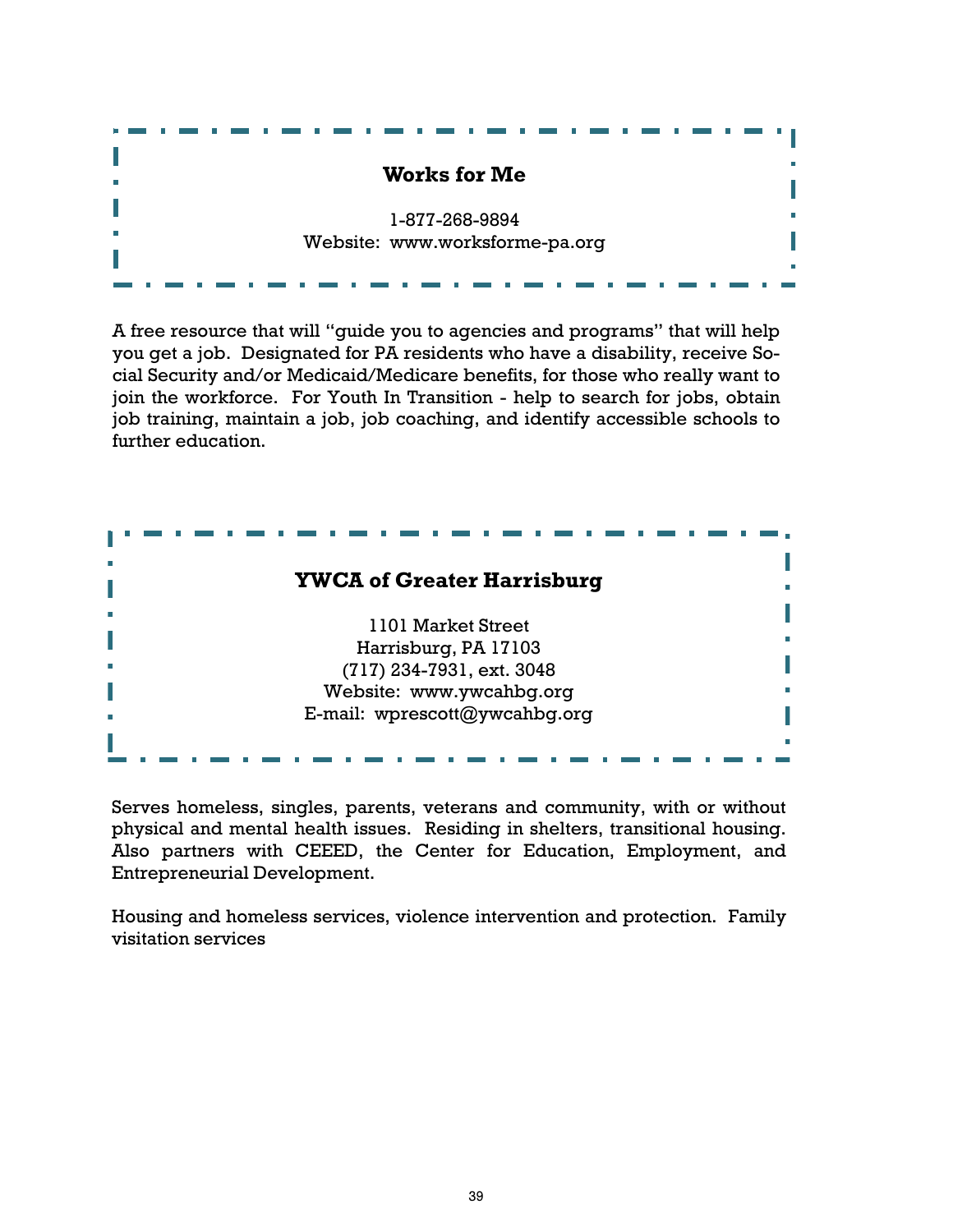**Works for Me**

1-877-268-9894
Website: www.worksforme-pa.org

A free resource that will "guide you to agencies and programs" that will help you get a job. Designated for PA residents who have a disability, receive Social Security and/or Medicaid/Medicare benefits, for those who really want to join the workforce. For Youth In Transition - help to search for jobs, obtain job training, maintain a job, job coaching, and identify accessible schools to further education.

**YWCA of Greater Harrisburg**

1101 Market Street
Harrisburg, PA 17103
(717) 234-7931, ext. 3048
Website: www.ywcahbg.org
E-mail: wprescott@ywcahbg.org

Serves homeless, singles, parents, veterans and community, with or without physical and mental health issues. Residing in shelters, transitional housing. Also partners with CEEED, the Center for Education, Employment, and Entrepreneurial Development.

Housing and homeless services, violence intervention and protection. Family visitation services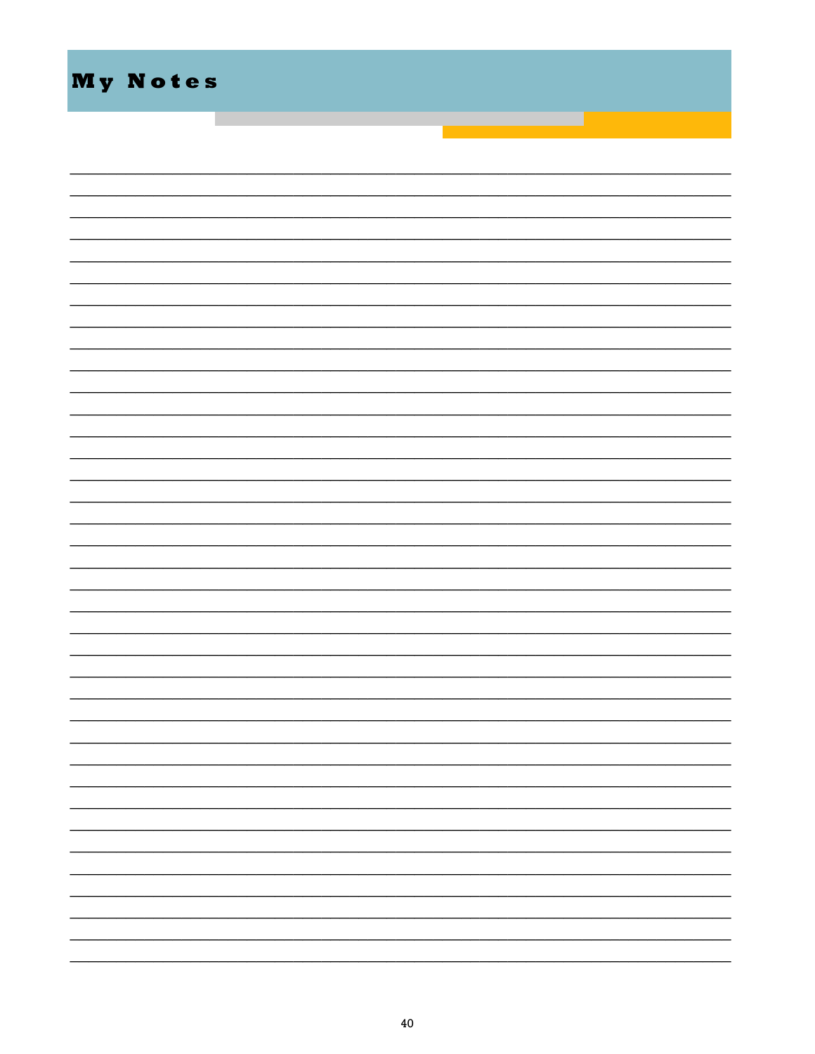# My Notes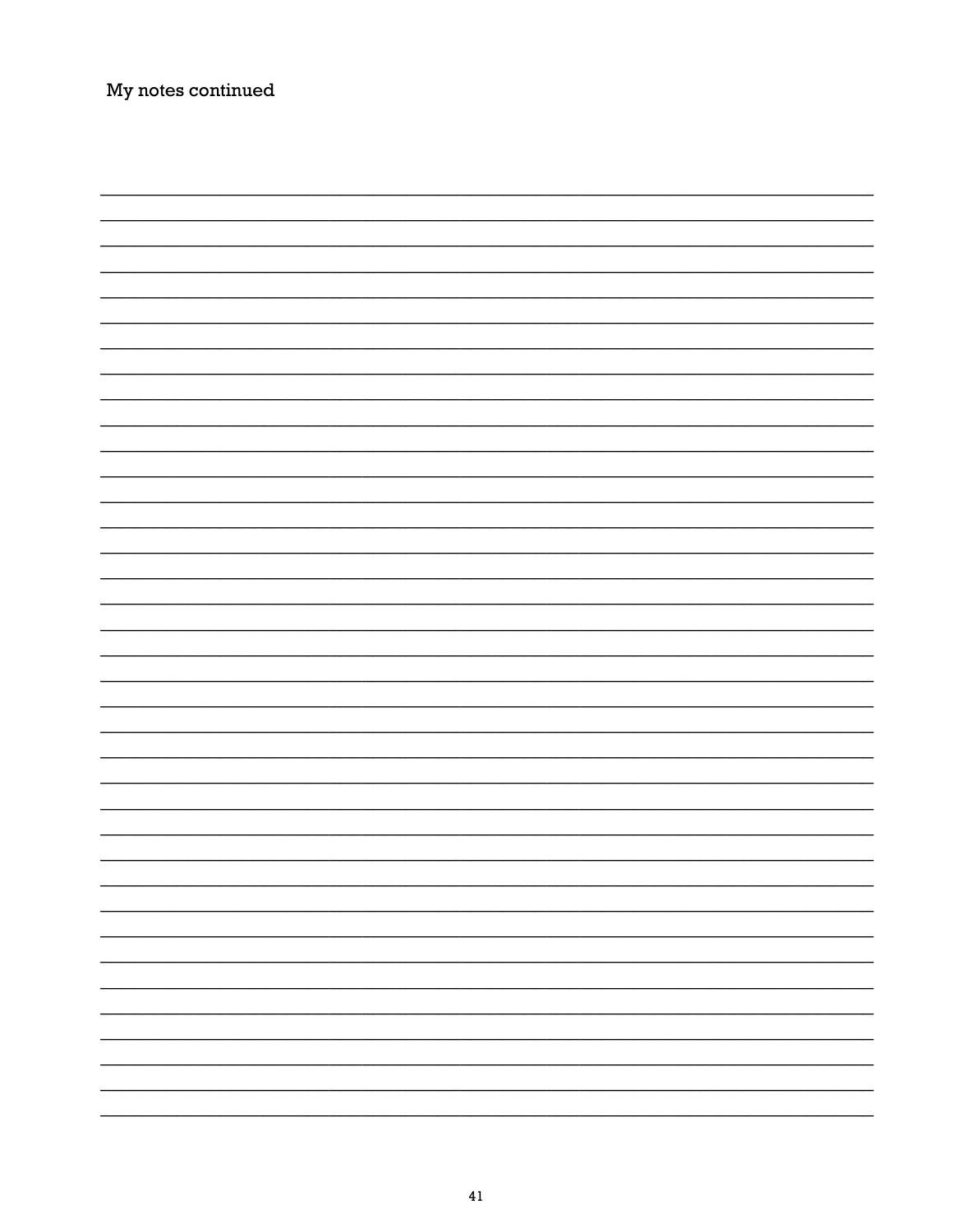My notes continued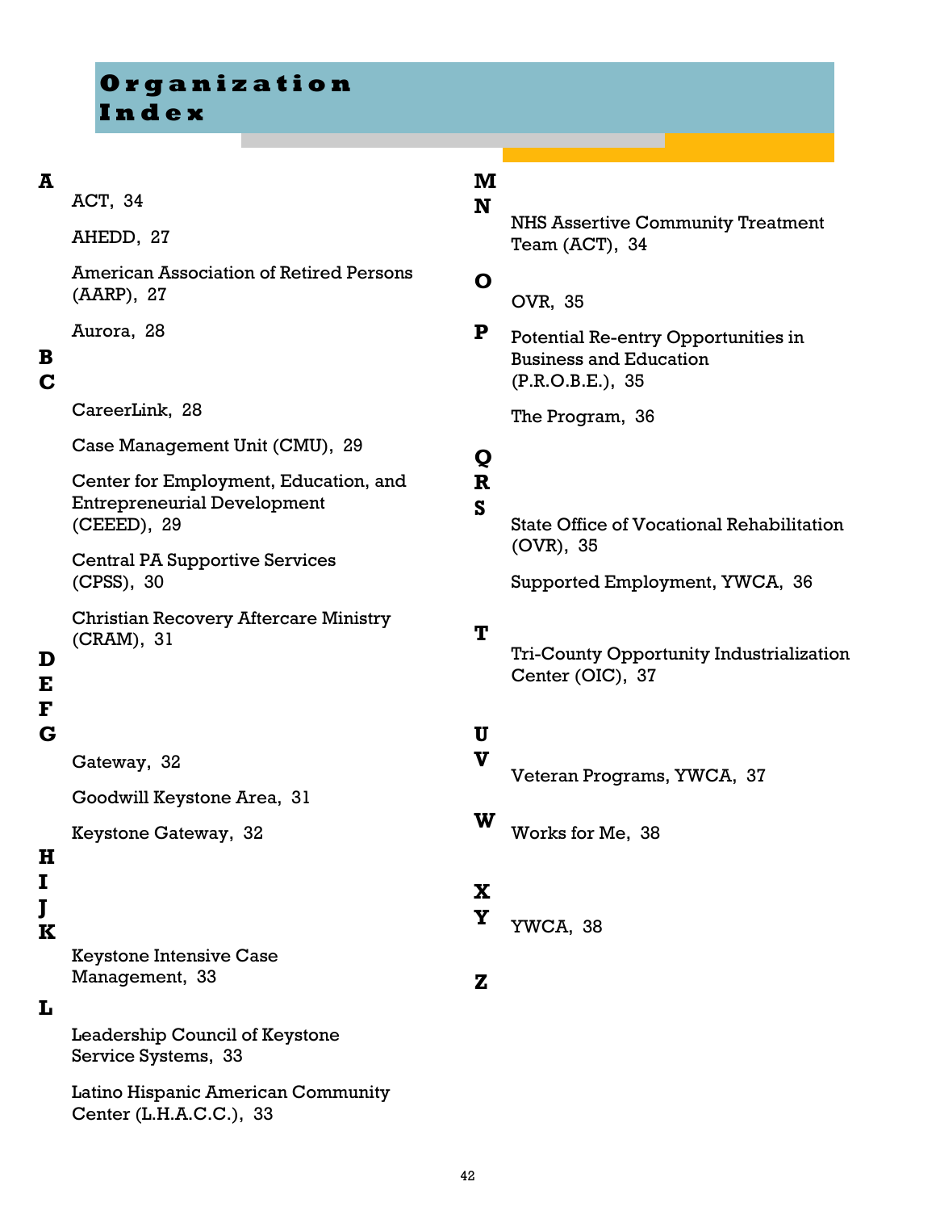# Organization Index

**A**

ACT, 34

AHEDD, 27

American Association of Retired Persons (AARP), 27

Aurora, 28

**B**

**C**

CareerLink, 28

Case Management Unit (CMU), 29

Center for Employment, Education, and Entrepreneurial Development (CEEED), 29

Central PA Supportive Services (CPSS), 30

Christian Recovery Aftercare Ministry (CRAM), 31

**D**

**E**

**F**

**G**

Gateway, 32

Goodwill Keystone Area, 31

Keystone Gateway, 32

**H**

**I**

**J**

**K**

Keystone Intensive Case Management, 33

**L**

Leadership Council of Keystone Service Systems, 33

Latino Hispanic American Community Center (L.H.A.C.C.), 33

**M**

**N**

NHS Assertive Community Treatment Team (ACT), 34

**O**

OVR, 35

**P**

Potential Re-entry Opportunities in Business and Education (P.R.O.B.E.), 35

The Program, 36

**Q**

**R**

**S**

State Office of Vocational Rehabilitation (OVR), 35

Supported Employment, YWCA, 36

**T**

Tri-County Opportunity Industrialization Center (OIC), 37

**U**

**V**

Veteran Programs, YWCA, 37

**W**

Works for Me, 38

**X**

**Y**

YWCA, 38

**Z**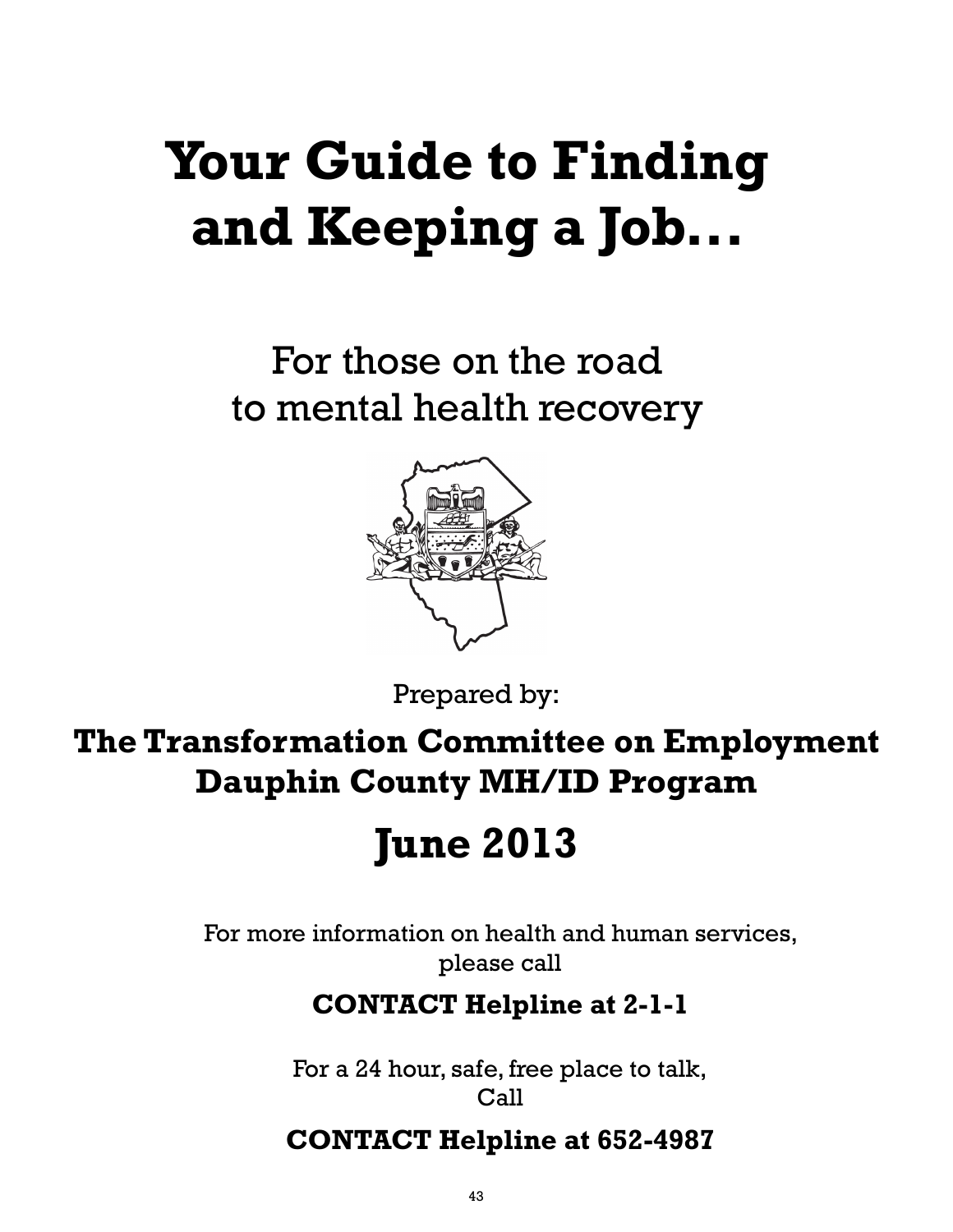# Your Guide to Finding and Keeping a Job…

For those on the road
to mental health recovery

Prepared by:

**The Transformation Committee on Employment**
**Dauphin County MH/ID Program**

## June 2013

For more information on health and human services,
please call

**CONTACT Helpline at 2-1-1**

For a 24 hour, safe, free place to talk,
Call

**CONTACT Helpline at 652-4987**